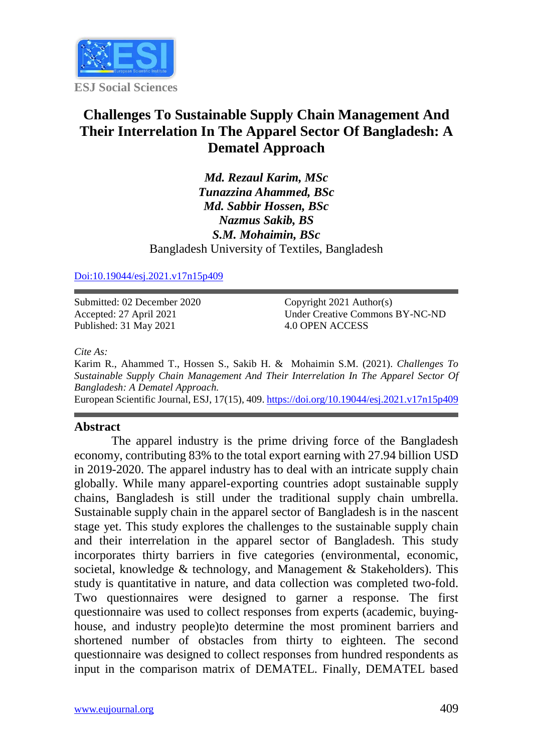ESJ Social Sciences

# Challenges To Sustainable Supply Chain Management And Their Interrelation In The Apparel Sector Of Bangladesh: A Dematel Approach

***Md. Rezaul Karim, MSc***
***Tunazzina Ahammed, BSc***
***Md. Sabbir Hossen, BSc***
***Nazmus Sakib, BS***
***S.M. Mohaimin, BSc***
Bangladesh University of Textiles, Bangladesh

Doi:10.19044/esj.2021.v17n15p409

Submitted: 02 December 2020
Accepted: 27 April 2021
Published: 31 May 2021

Copyright 2021 Author(s)
Under Creative Commons BY-NC-ND
4.0 OPEN ACCESS

*Cite As:*
Karim R., Ahammed T., Hossen S., Sakib H. & Mohaimin S.M. (2021). *Challenges To Sustainable Supply Chain Management And Their Interrelation In The Apparel Sector Of Bangladesh: A Dematel Approach.*
European Scientific Journal, ESJ, 17(15), 409. https://doi.org/10.19044/esj.2021.v17n15p409

## Abstract

The apparel industry is the prime driving force of the Bangladesh economy, contributing 83% to the total export earning with 27.94 billion USD in 2019-2020. The apparel industry has to deal with an intricate supply chain globally. While many apparel-exporting countries adopt sustainable supply chains, Bangladesh is still under the traditional supply chain umbrella. Sustainable supply chain in the apparel sector of Bangladesh is in the nascent stage yet. This study explores the challenges to the sustainable supply chain and their interrelation in the apparel sector of Bangladesh. This study incorporates thirty barriers in five categories (environmental, economic, societal, knowledge & technology, and Management & Stakeholders). This study is quantitative in nature, and data collection was completed two-fold. Two questionnaires were designed to garner a response. The first questionnaire was used to collect responses from experts (academic, buying-house, and industry people)to determine the most prominent barriers and shortened number of obstacles from thirty to eighteen. The second questionnaire was designed to collect responses from hundred respondents as input in the comparison matrix of DEMATEL. Finally, DEMATEL based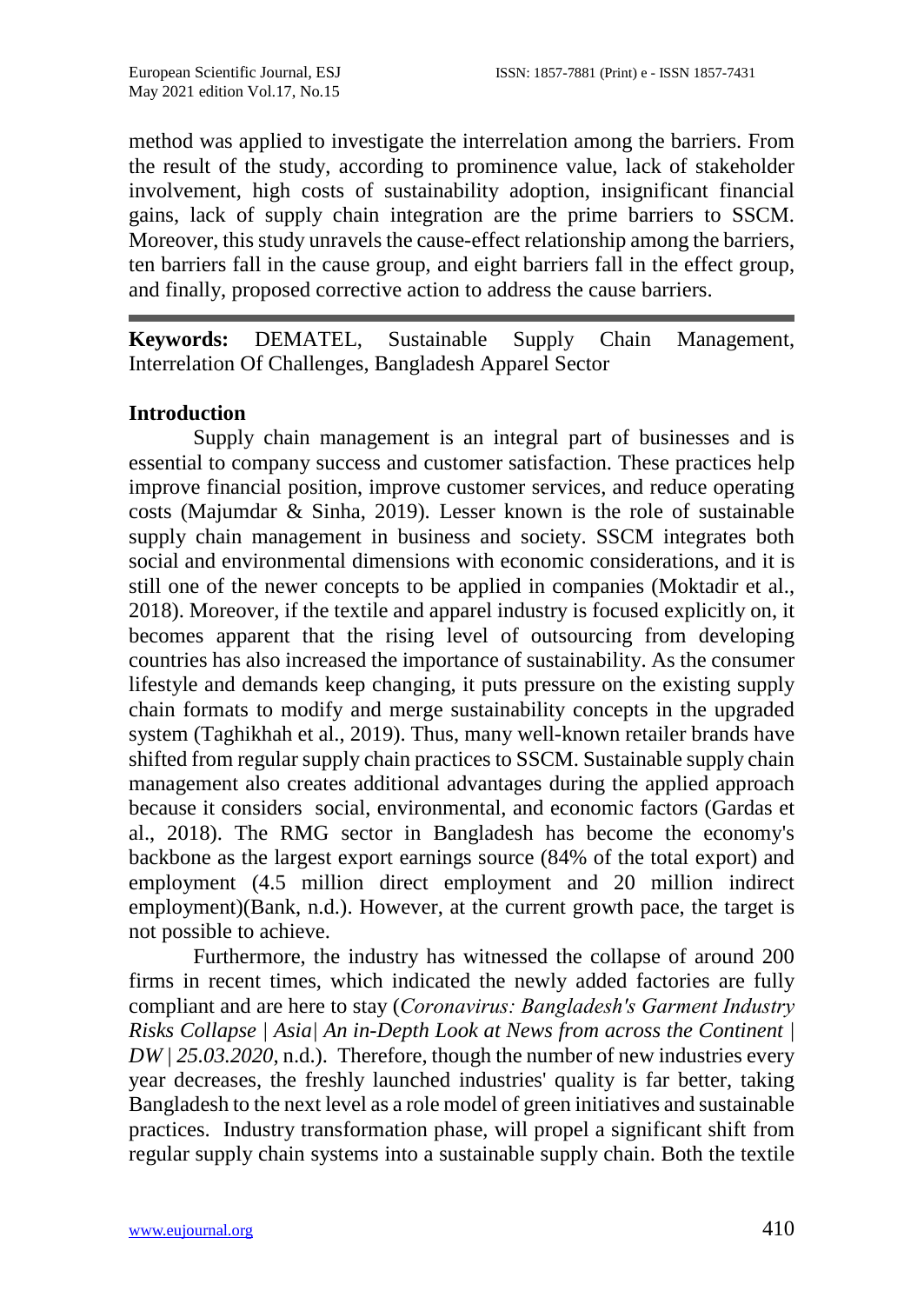method was applied to investigate the interrelation among the barriers. From the result of the study, according to prominence value, lack of stakeholder involvement, high costs of sustainability adoption, insignificant financial gains, lack of supply chain integration are the prime barriers to SSCM. Moreover, this study unravels the cause-effect relationship among the barriers, ten barriers fall in the cause group, and eight barriers fall in the effect group, and finally, proposed corrective action to address the cause barriers.

---

**Keywords:** DEMATEL, Sustainable Supply Chain Management, Interrelation Of Challenges, Bangladesh Apparel Sector

## Introduction

Supply chain management is an integral part of businesses and is essential to company success and customer satisfaction. These practices help improve financial position, improve customer services, and reduce operating costs (Majumdar & Sinha, 2019). Lesser known is the role of sustainable supply chain management in business and society. SSCM integrates both social and environmental dimensions with economic considerations, and it is still one of the newer concepts to be applied in companies (Moktadir et al., 2018). Moreover, if the textile and apparel industry is focused explicitly on, it becomes apparent that the rising level of outsourcing from developing countries has also increased the importance of sustainability. As the consumer lifestyle and demands keep changing, it puts pressure on the existing supply chain formats to modify and merge sustainability concepts in the upgraded system (Taghikhah et al., 2019). Thus, many well-known retailer brands have shifted from regular supply chain practices to SSCM. Sustainable supply chain management also creates additional advantages during the applied approach because it considers social, environmental, and economic factors (Gardas et al., 2018). The RMG sector in Bangladesh has become the economy's backbone as the largest export earnings source (84% of the total export) and employment (4.5 million direct employment and 20 million indirect employment)(Bank, n.d.). However, at the current growth pace, the target is not possible to achieve.

Furthermore, the industry has witnessed the collapse of around 200 firms in recent times, which indicated the newly added factories are fully compliant and are here to stay (*Coronavirus: Bangladesh's Garment Industry Risks Collapse | Asia| An in-Depth Look at News from across the Continent | DW | 25.03.2020*, n.d.). Therefore, though the number of new industries every year decreases, the freshly launched industries' quality is far better, taking Bangladesh to the next level as a role model of green initiatives and sustainable practices. Industry transformation phase, will propel a significant shift from regular supply chain systems into a sustainable supply chain. Both the textile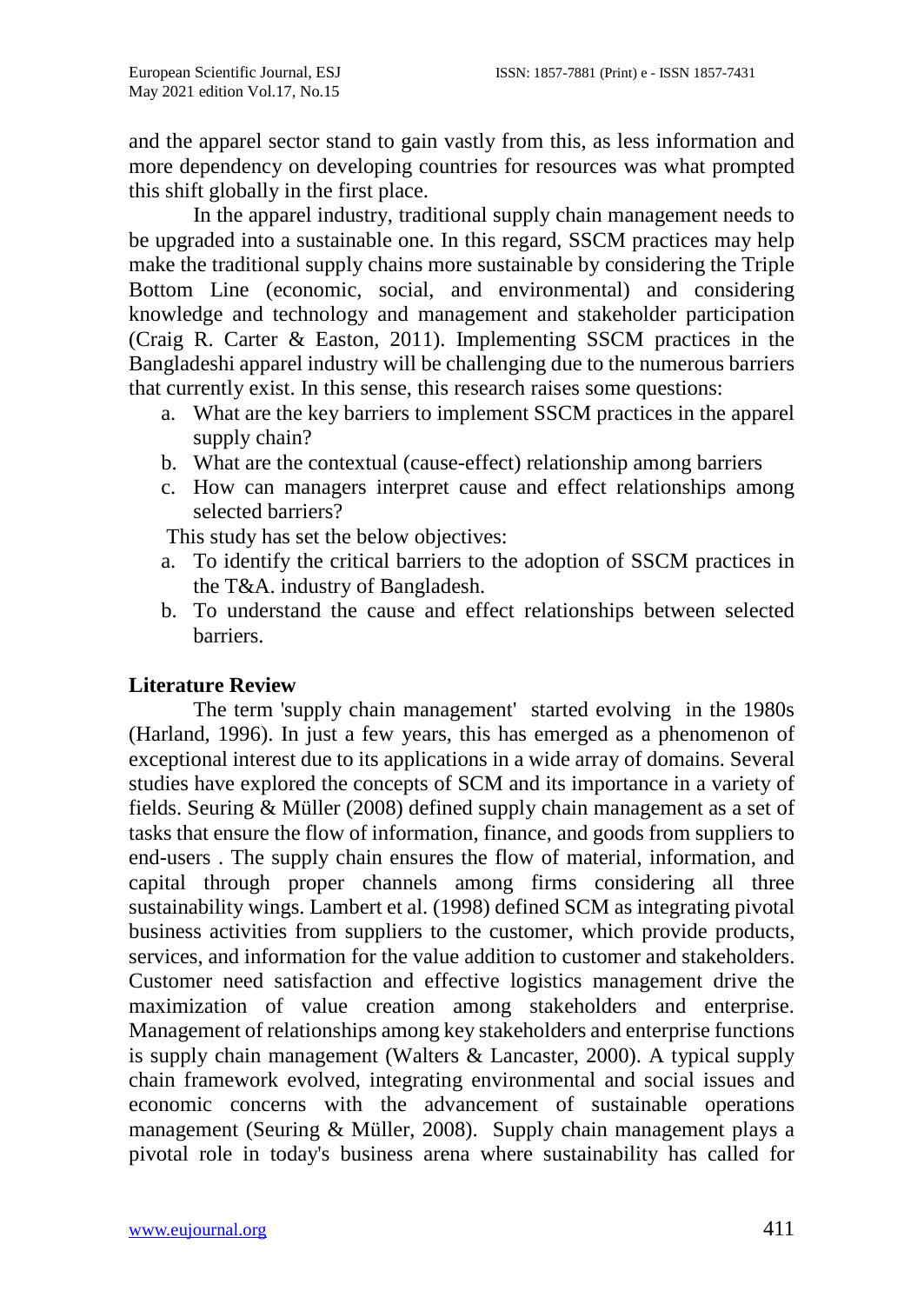and the apparel sector stand to gain vastly from this, as less information and more dependency on developing countries for resources was what prompted this shift globally in the first place.

In the apparel industry, traditional supply chain management needs to be upgraded into a sustainable one. In this regard, SSCM practices may help make the traditional supply chains more sustainable by considering the Triple Bottom Line (economic, social, and environmental) and considering knowledge and technology and management and stakeholder participation (Craig R. Carter & Easton, 2011). Implementing SSCM practices in the Bangladeshi apparel industry will be challenging due to the numerous barriers that currently exist. In this sense, this research raises some questions:

a. What are the key barriers to implement SSCM practices in the apparel supply chain?
b. What are the contextual (cause-effect) relationship among barriers
c. How can managers interpret cause and effect relationships among selected barriers?

This study has set the below objectives:

a. To identify the critical barriers to the adoption of SSCM practices in the T&A. industry of Bangladesh.
b. To understand the cause and effect relationships between selected barriers.

## Literature Review

The term 'supply chain management' started evolving in the 1980s (Harland, 1996). In just a few years, this has emerged as a phenomenon of exceptional interest due to its applications in a wide array of domains. Several studies have explored the concepts of SCM and its importance in a variety of fields. Seuring & Müller (2008) defined supply chain management as a set of tasks that ensure the flow of information, finance, and goods from suppliers to end-users . The supply chain ensures the flow of material, information, and capital through proper channels among firms considering all three sustainability wings. Lambert et al. (1998) defined SCM as integrating pivotal business activities from suppliers to the customer, which provide products, services, and information for the value addition to customer and stakeholders. Customer need satisfaction and effective logistics management drive the maximization of value creation among stakeholders and enterprise. Management of relationships among key stakeholders and enterprise functions is supply chain management (Walters & Lancaster, 2000). A typical supply chain framework evolved, integrating environmental and social issues and economic concerns with the advancement of sustainable operations management (Seuring & Müller, 2008). Supply chain management plays a pivotal role in today's business arena where sustainability has called for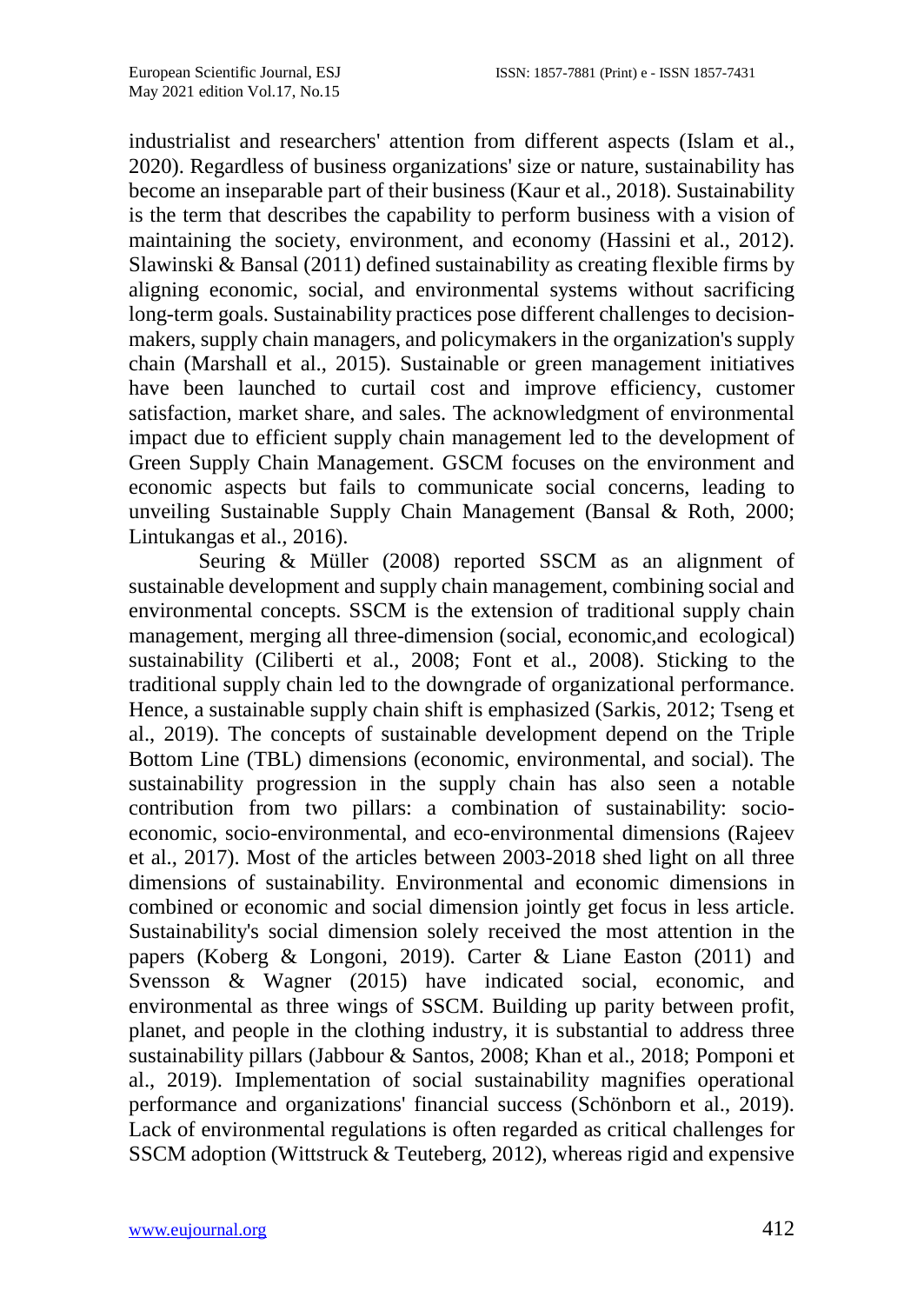industrialist and researchers' attention from different aspects (Islam et al., 2020). Regardless of business organizations' size or nature, sustainability has become an inseparable part of their business (Kaur et al., 2018). Sustainability is the term that describes the capability to perform business with a vision of maintaining the society, environment, and economy (Hassini et al., 2012). Slawinski & Bansal (2011) defined sustainability as creating flexible firms by aligning economic, social, and environmental systems without sacrificing long-term goals. Sustainability practices pose different challenges to decision-makers, supply chain managers, and policymakers in the organization's supply chain (Marshall et al., 2015). Sustainable or green management initiatives have been launched to curtail cost and improve efficiency, customer satisfaction, market share, and sales. The acknowledgment of environmental impact due to efficient supply chain management led to the development of Green Supply Chain Management. GSCM focuses on the environment and economic aspects but fails to communicate social concerns, leading to unveiling Sustainable Supply Chain Management (Bansal & Roth, 2000; Lintukangas et al., 2016).

Seuring & Müller (2008) reported SSCM as an alignment of sustainable development and supply chain management, combining social and environmental concepts. SSCM is the extension of traditional supply chain management, merging all three-dimension (social, economic,and ecological) sustainability (Ciliberti et al., 2008; Font et al., 2008). Sticking to the traditional supply chain led to the downgrade of organizational performance. Hence, a sustainable supply chain shift is emphasized (Sarkis, 2012; Tseng et al., 2019). The concepts of sustainable development depend on the Triple Bottom Line (TBL) dimensions (economic, environmental, and social). The sustainability progression in the supply chain has also seen a notable contribution from two pillars: a combination of sustainability: socio-economic, socio-environmental, and eco-environmental dimensions (Rajeev et al., 2017). Most of the articles between 2003-2018 shed light on all three dimensions of sustainability. Environmental and economic dimensions in combined or economic and social dimension jointly get focus in less article. Sustainability's social dimension solely received the most attention in the papers (Koberg & Longoni, 2019). Carter & Liane Easton (2011) and Svensson & Wagner (2015) have indicated social, economic, and environmental as three wings of SSCM. Building up parity between profit, planet, and people in the clothing industry, it is substantial to address three sustainability pillars (Jabbour & Santos, 2008; Khan et al., 2018; Pomponi et al., 2019). Implementation of social sustainability magnifies operational performance and organizations' financial success (Schönborn et al., 2019). Lack of environmental regulations is often regarded as critical challenges for SSCM adoption (Wittstruck & Teuteberg, 2012), whereas rigid and expensive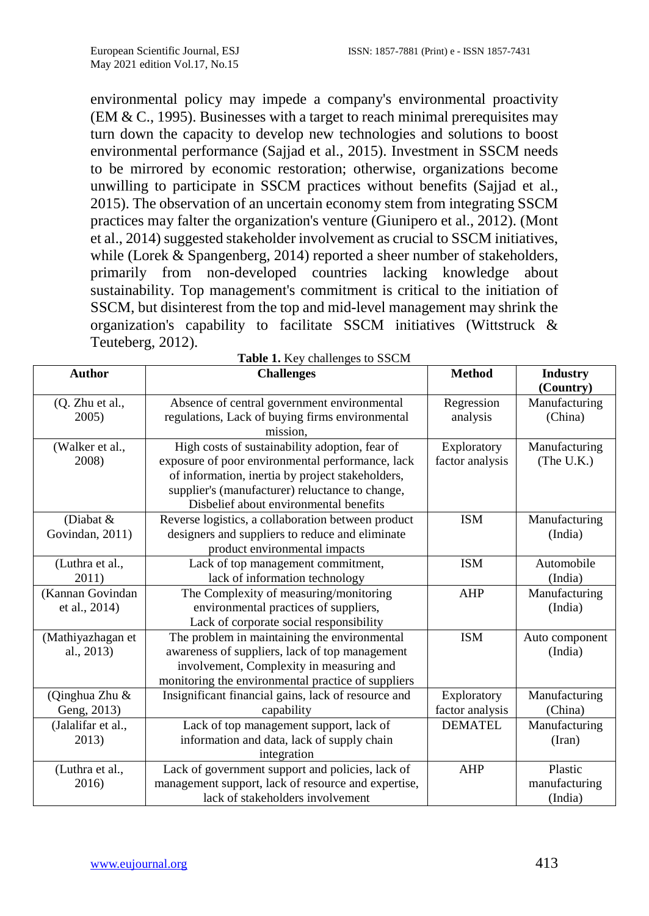environmental policy may impede a company's environmental proactivity (EM & C., 1995). Businesses with a target to reach minimal prerequisites may turn down the capacity to develop new technologies and solutions to boost environmental performance (Sajjad et al., 2015). Investment in SSCM needs to be mirrored by economic restoration; otherwise, organizations become unwilling to participate in SSCM practices without benefits (Sajjad et al., 2015). The observation of an uncertain economy stem from integrating SSCM practices may falter the organization's venture (Giunipero et al., 2012). (Mont et al., 2014) suggested stakeholder involvement as crucial to SSCM initiatives, while (Lorek & Spangenberg, 2014) reported a sheer number of stakeholders, primarily from non-developed countries lacking knowledge about sustainability. Top management's commitment is critical to the initiation of SSCM, but disinterest from the top and mid-level management may shrink the organization's capability to facilitate SSCM initiatives (Wittstruck & Teuteberg, 2012).

**Table 1.** Key challenges to SSCM

| **Author** | **Challenges** | **Method** | **Industry (Country)** |
|---|---|---|---|
| (Q. Zhu et al., 2005) | Absence of central government environmental regulations, Lack of buying firms environmental mission, | Regression analysis | Manufacturing (China) |
| (Walker et al., 2008) | High costs of sustainability adoption, fear of exposure of poor environmental performance, lack of information, inertia by project stakeholders, supplier's (manufacturer) reluctance to change, Disbelief about environmental benefits | Exploratory factor analysis | Manufacturing (The U.K.) |
| (Diabat & Govindan, 2011) | Reverse logistics, a collaboration between product designers and suppliers to reduce and eliminate product environmental impacts | ISM | Manufacturing (India) |
| (Luthra et al., 2011) | Lack of top management commitment, lack of information technology | ISM | Automobile (India) |
| (Kannan Govindan et al., 2014) | The Complexity of measuring/monitoring environmental practices of suppliers, Lack of corporate social responsibility | AHP | Manufacturing (India) |
| (Mathiyazhagan et al., 2013) | The problem in maintaining the environmental awareness of suppliers, lack of top management involvement, Complexity in measuring and monitoring the environmental practice of suppliers | ISM | Auto component (India) |
| (Qinghua Zhu & Geng, 2013) | Insignificant financial gains, lack of resource and capability | Exploratory factor analysis | Manufacturing (China) |
| (Jalalifar et al., 2013) | Lack of top management support, lack of information and data, lack of supply chain integration | DEMATEL | Manufacturing (Iran) |
| (Luthra et al., 2016) | Lack of government support and policies, lack of management support, lack of resource and expertise, lack of stakeholders involvement | AHP | Plastic manufacturing (India) |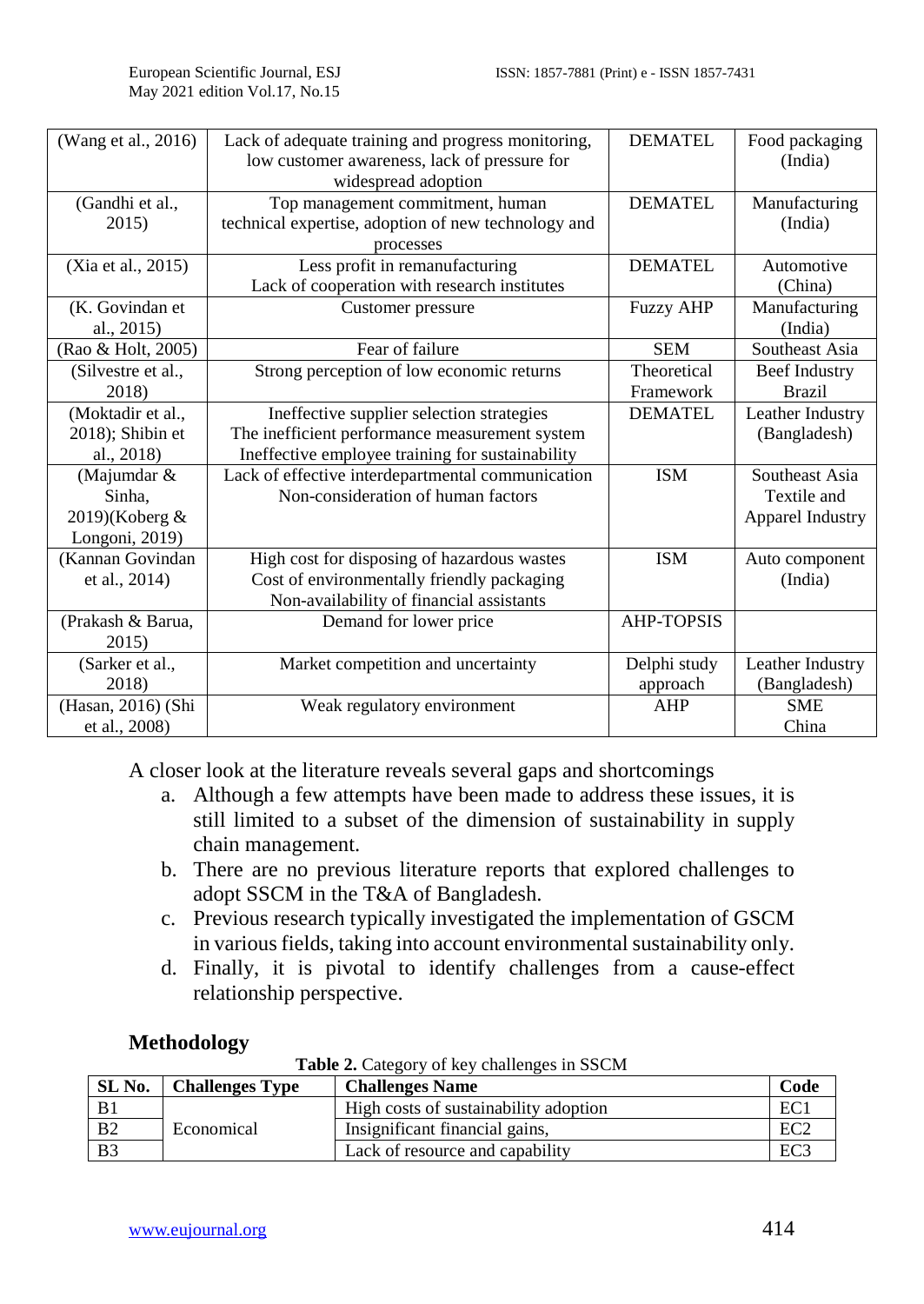| (Wang et al., 2016) | Lack of adequate training and progress monitoring, low customer awareness, lack of pressure for widespread adoption | DEMATEL | Food packaging (India) |
|---|---|---|---|
| (Gandhi et al., 2015) | Top management commitment, human technical expertise, adoption of new technology and processes | DEMATEL | Manufacturing (India) |
| (Xia et al., 2015) | Less profit in remanufacturing<br>Lack of cooperation with research institutes | DEMATEL | Automotive (China) |
| (K. Govindan et al., 2015) | Customer pressure | Fuzzy AHP | Manufacturing (India) |
| (Rao & Holt, 2005) | Fear of failure | SEM | Southeast Asia |
| (Silvestre et al., 2018) | Strong perception of low economic returns | Theoretical Framework | Beef Industry Brazil |
| (Moktadir et al., 2018); Shibin et al., 2018) | Ineffective supplier selection strategies<br>The inefficient performance measurement system<br>Ineffective employee training for sustainability | DEMATEL | Leather Industry (Bangladesh) |
| (Majumdar & Sinha, 2019)(Koberg & Longoni, 2019) | Lack of effective interdepartmental communication<br>Non-consideration of human factors | ISM | Southeast Asia Textile and Apparel Industry |
| (Kannan Govindan et al., 2014) | High cost for disposing of hazardous wastes<br>Cost of environmentally friendly packaging<br>Non-availability of financial assistants | ISM | Auto component (India) |
| (Prakash & Barua, 2015) | Demand for lower price | AHP-TOPSIS | |
| (Sarker et al., 2018) | Market competition and uncertainty | Delphi study approach | Leather Industry (Bangladesh) |
| (Hasan, 2016) (Shi et al., 2008) | Weak regulatory environment | AHP | SME China |

A closer look at the literature reveals several gaps and shortcomings

a. Although a few attempts have been made to address these issues, it is still limited to a subset of the dimension of sustainability in supply chain management.
b. There are no previous literature reports that explored challenges to adopt SSCM in the T&A of Bangladesh.
c. Previous research typically investigated the implementation of GSCM in various fields, taking into account environmental sustainability only.
d. Finally, it is pivotal to identify challenges from a cause-effect relationship perspective.

## Methodology

**Table 2.** Category of key challenges in SSCM

| SL No. | Challenges Type | Challenges Name | Code |
|---|---|---|---|
| B1 | Economical | High costs of sustainability adoption | EC1 |
| B2 | | Insignificant financial gains, | EC2 |
| B3 | | Lack of resource and capability | EC3 |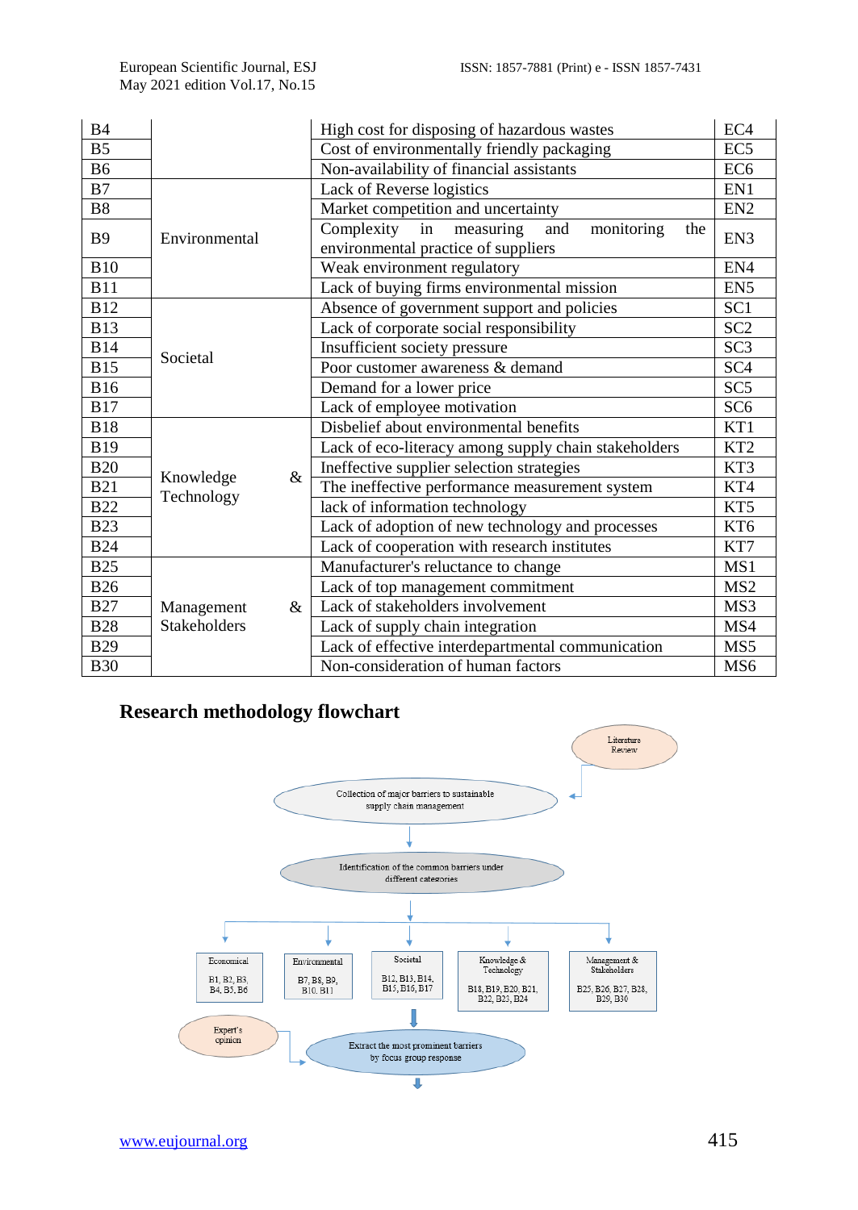| | | | |
|---|---|---|---|
| B4 | | High cost for disposing of hazardous wastes | EC4 |
| B5 | | Cost of environmentally friendly packaging | EC5 |
| B6 | | Non-availability of financial assistants | EC6 |
| B7 | Environmental | Lack of Reverse logistics | EN1 |
| B8 | | Market competition and uncertainty | EN2 |
| B9 | | Complexity in measuring and monitoring the environmental practice of suppliers | EN3 |
| B10 | | Weak environment regulatory | EN4 |
| B11 | | Lack of buying firms environmental mission | EN5 |
| B12 | Societal | Absence of government support and policies | SC1 |
| B13 | | Lack of corporate social responsibility | SC2 |
| B14 | | Insufficient society pressure | SC3 |
| B15 | | Poor customer awareness & demand | SC4 |
| B16 | | Demand for a lower price | SC5 |
| B17 | | Lack of employee motivation | SC6 |
| B18 | Knowledge & Technology | Disbelief about environmental benefits | KT1 |
| B19 | | Lack of eco-literacy among supply chain stakeholders | KT2 |
| B20 | | Ineffective supplier selection strategies | KT3 |
| B21 | | The ineffective performance measurement system | KT4 |
| B22 | | lack of information technology | KT5 |
| B23 | | Lack of adoption of new technology and processes | KT6 |
| B24 | | Lack of cooperation with research institutes | KT7 |
| B25 | Management & Stakeholders | Manufacturer's reluctance to change | MS1 |
| B26 | | Lack of top management commitment | MS2 |
| B27 | | Lack of stakeholders involvement | MS3 |
| B28 | | Lack of supply chain integration | MS4 |
| B29 | | Lack of effective interdepartmental communication | MS5 |
| B30 | | Non-consideration of human factors | MS6 |

## Research methodology flowchart

Literature Review → Collection of major barriers to sustainable supply chain management → Identification of the common barriers under different categories →

- Economical: B1, B2, B3, B4, B5, B6
- Environmental: B7, B8, B9, B10, B11
- Societal: B12, B13, B14, B15, B16, B17
- Knowledge & Technology: B18, B19, B20, B21, B22, B23, B24
- Management & Stakeholders: B25, B26, B27, B28, B29, B30

→ Expert's opinion → Extract the most prominent barriers by focus group response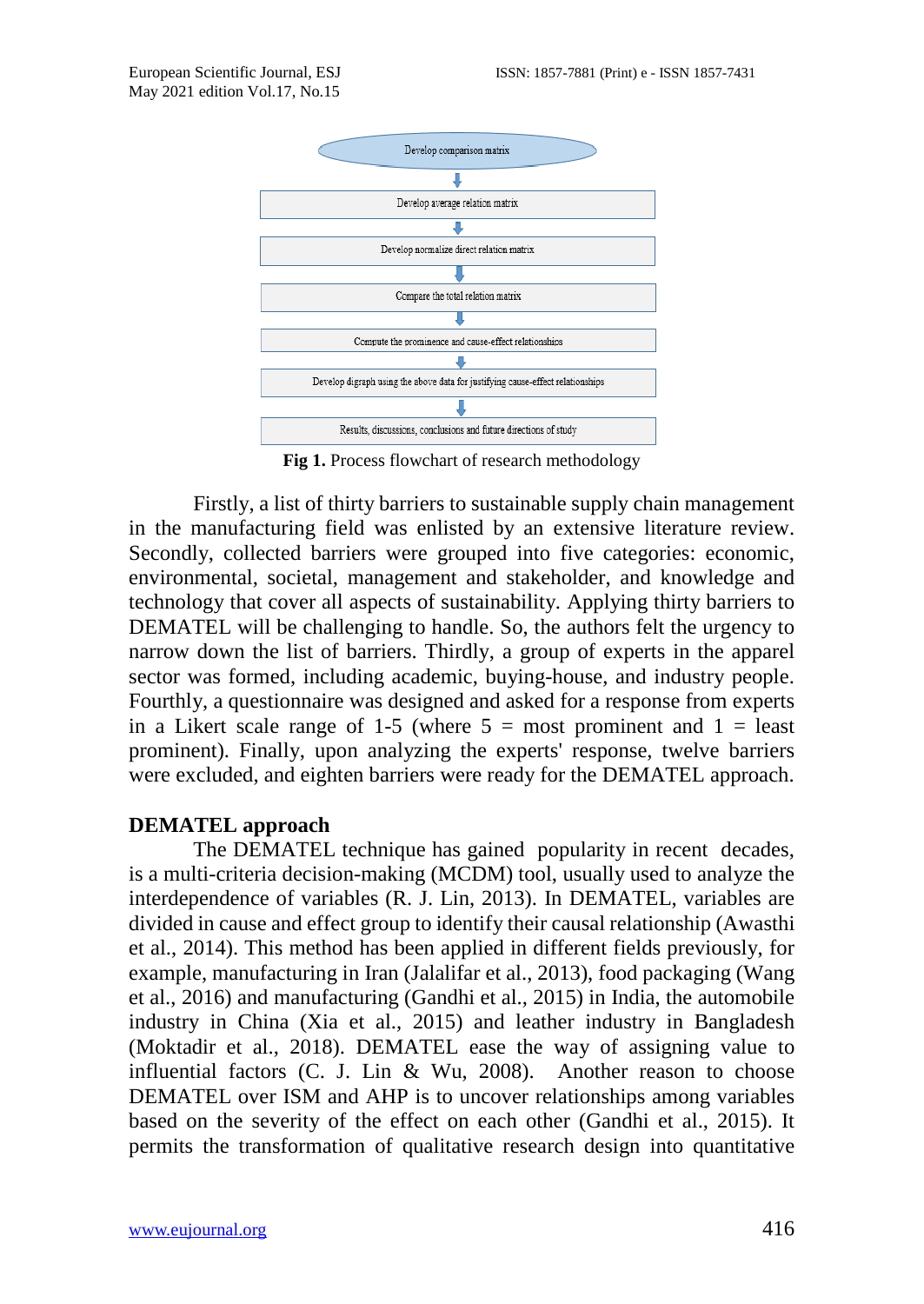Develop comparison matrix

↓

Develop average relation matrix

↓

Develop normalize direct relation matrix

↓

Compare the total relation matrix

↓

Compute the prominence and cause-effect relationships

↓

Develop digraph using the above data for justifying cause-effect relationships

↓

Results, discussions, conclusions and future directions of study

**Fig 1.** Process flowchart of research methodology

Firstly, a list of thirty barriers to sustainable supply chain management in the manufacturing field was enlisted by an extensive literature review. Secondly, collected barriers were grouped into five categories: economic, environmental, societal, management and stakeholder, and knowledge and technology that cover all aspects of sustainability. Applying thirty barriers to DEMATEL will be challenging to handle. So, the authors felt the urgency to narrow down the list of barriers. Thirdly, a group of experts in the apparel sector was formed, including academic, buying-house, and industry people. Fourthly, a questionnaire was designed and asked for a response from experts in a Likert scale range of 1-5 (where 5 = most prominent and 1 = least prominent). Finally, upon analyzing the experts' response, twelve barriers were excluded, and eighten barriers were ready for the DEMATEL approach.

## DEMATEL approach

The DEMATEL technique has gained popularity in recent decades, is a multi-criteria decision-making (MCDM) tool, usually used to analyze the interdependence of variables (R. J. Lin, 2013). In DEMATEL, variables are divided in cause and effect group to identify their causal relationship (Awasthi et al., 2014). This method has been applied in different fields previously, for example, manufacturing in Iran (Jalalifar et al., 2013), food packaging (Wang et al., 2016) and manufacturing (Gandhi et al., 2015) in India, the automobile industry in China (Xia et al., 2015) and leather industry in Bangladesh (Moktadir et al., 2018). DEMATEL ease the way of assigning value to influential factors (C. J. Lin & Wu, 2008). Another reason to choose DEMATEL over ISM and AHP is to uncover relationships among variables based on the severity of the effect on each other (Gandhi et al., 2015). It permits the transformation of qualitative research design into quantitative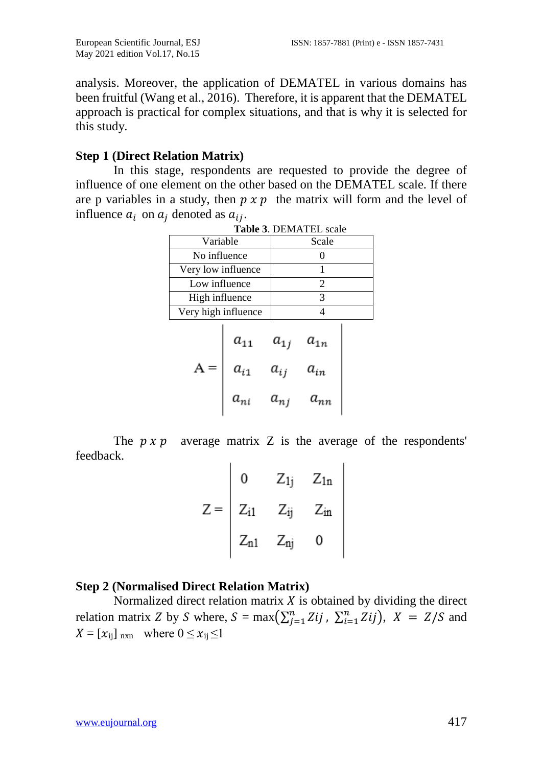analysis. Moreover, the application of DEMATEL in various domains has been fruitful (Wang et al., 2016). Therefore, it is apparent that the DEMATEL approach is practical for complex situations, and that is why it is selected for this study.

**Step 1 (Direct Relation Matrix)**

In this stage, respondents are requested to provide the degree of influence of one element on the other based on the DEMATEL scale. If there are p variables in a study, then $p \ x \ p$ the matrix will form and the level of influence $a_i$ on $a_j$ denoted as $a_{ij}$.

**Table 3**. DEMATEL scale

| Variable | Scale |
| --- | --- |
| No influence | 0 |
| Very low influence | 1 |
| Low influence | 2 |
| High influence | 3 |
| Very high influence | 4 |

$$A = \begin{vmatrix} a_{11} & a_{1j} & a_{1n} \\ a_{i1} & a_{ij} & a_{in} \\ a_{ni} & a_{nj} & a_{nn} \end{vmatrix}$$

The $p \ x \ p$ average matrix Z is the average of the respondents' feedback.

$$Z = \begin{vmatrix} 0 & Z_{1j} & Z_{1n} \\ Z_{i1} & Z_{ij} & Z_{in} \\ Z_{n1} & Z_{nj} & 0 \end{vmatrix}$$

**Step 2 (Normalised Direct Relation Matrix)**

Normalized direct relation matrix $X$ is obtained by dividing the direct relation matrix $Z$ by $S$ where, $S = \max\left(\sum_{j=1}^{n} Zij \, , \, \sum_{i=1}^{n} Zij\right)$, $X = Z/S$ and $X = [x_{ij}]_{nxn}$ where $0 \leq x_{ij} \leq 1$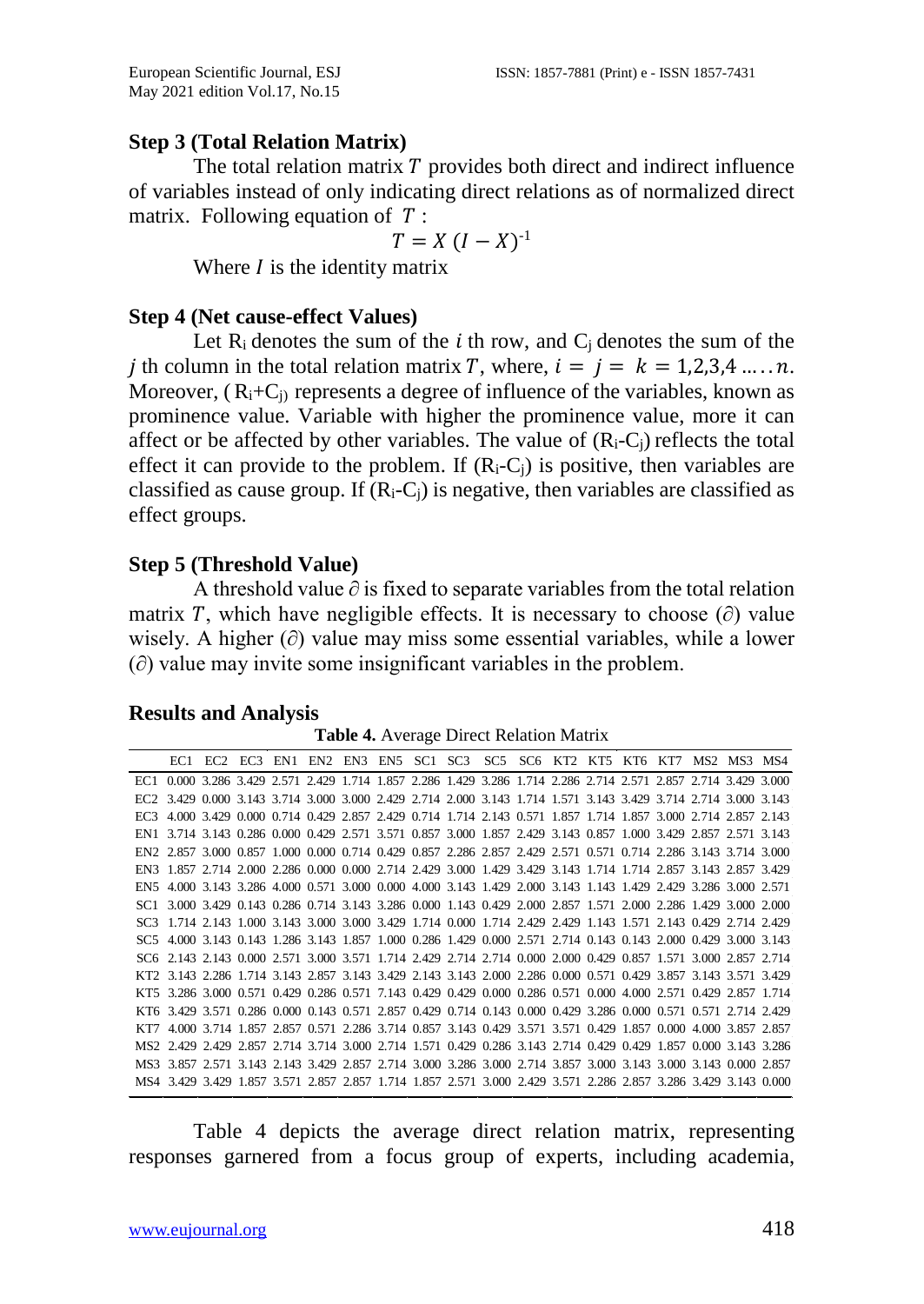**Step 3 (Total Relation Matrix)**

The total relation matrix $T$ provides both direct and indirect influence of variables instead of only indicating direct relations as of normalized direct matrix. Following equation of $T$ :

$$T = X\,(I - X)^{-1}$$

Where $I$ is the identity matrix

**Step 4 (Net cause-effect Values)**

Let $R_i$ denotes the sum of the $i$ th row, and $C_j$ denotes the sum of the $j$ th column in the total relation matrix $T$, where, $i = j = k = 1,2,3,4 \ldots\ldots n$. Moreover, $(R_i+C_j)$ represents a degree of influence of the variables, known as prominence value. Variable with higher the prominence value, more it can affect or be affected by other variables. The value of $(R_i-C_j)$ reflects the total effect it can provide to the problem. If $(R_i-C_j)$ is positive, then variables are classified as cause group. If $(R_i-C_j)$ is negative, then variables are classified as effect groups.

**Step 5 (Threshold Value)**

A threshold value $\partial$ is fixed to separate variables from the total relation matrix $T$, which have negligible effects. It is necessary to choose $(\partial)$ value wisely. A higher $(\partial)$ value may miss some essential variables, while a lower $(\partial)$ value may invite some insignificant variables in the problem.

**Results and Analysis**

**Table 4.** Average Direct Relation Matrix

| | EC1 | EC2 | EC3 | EN1 | EN2 | EN3 | EN5 | SC1 | SC3 | SC5 | SC6 | KT2 | KT5 | KT6 | KT7 | MS2 | MS3 | MS4 |
|---|---|---|---|---|---|---|---|---|---|---|---|---|---|---|---|---|---|---|
| EC1 | 0.000 | 3.286 | 3.429 | 2.571 | 2.429 | 1.714 | 1.857 | 2.286 | 1.429 | 3.286 | 1.714 | 2.286 | 2.714 | 2.571 | 2.857 | 2.714 | 3.429 | 3.000 |
| EC2 | 3.429 | 0.000 | 3.143 | 3.714 | 3.000 | 3.000 | 2.429 | 2.714 | 2.000 | 3.143 | 1.714 | 1.571 | 3.143 | 3.429 | 3.714 | 2.714 | 3.000 | 3.143 |
| EC3 | 4.000 | 3.429 | 0.000 | 0.714 | 0.429 | 2.857 | 2.429 | 0.714 | 1.714 | 2.143 | 0.571 | 1.857 | 1.714 | 1.857 | 3.000 | 2.714 | 2.857 | 2.143 |
| EN1 | 3.714 | 3.143 | 0.286 | 0.000 | 0.429 | 2.571 | 3.571 | 0.857 | 3.000 | 1.857 | 2.429 | 3.143 | 0.857 | 1.000 | 3.429 | 2.857 | 2.571 | 3.143 |
| EN2 | 2.857 | 3.000 | 0.857 | 1.000 | 0.000 | 0.714 | 0.429 | 0.857 | 2.286 | 2.857 | 2.429 | 2.571 | 0.571 | 0.714 | 2.286 | 3.143 | 3.714 | 3.000 |
| EN3 | 1.857 | 2.714 | 2.000 | 2.286 | 0.000 | 0.000 | 2.714 | 2.429 | 3.000 | 1.429 | 3.429 | 3.143 | 1.714 | 1.714 | 2.857 | 3.143 | 2.857 | 3.429 |
| EN5 | 4.000 | 3.143 | 3.286 | 4.000 | 0.571 | 3.000 | 0.000 | 4.000 | 3.143 | 1.429 | 2.000 | 3.143 | 1.143 | 1.429 | 2.429 | 3.286 | 3.000 | 2.571 |
| SC1 | 3.000 | 3.429 | 0.143 | 0.286 | 0.714 | 3.143 | 3.286 | 0.000 | 1.143 | 0.429 | 2.000 | 2.857 | 1.571 | 2.000 | 2.286 | 1.429 | 3.000 | 2.000 |
| SC3 | 1.714 | 2.143 | 1.000 | 3.143 | 3.000 | 3.000 | 3.429 | 1.714 | 0.000 | 1.714 | 2.429 | 2.429 | 1.143 | 1.571 | 2.143 | 0.429 | 2.714 | 2.429 |
| SC5 | 4.000 | 3.143 | 0.143 | 1.286 | 3.143 | 1.857 | 1.000 | 0.286 | 1.429 | 0.000 | 2.571 | 2.714 | 0.143 | 0.143 | 2.000 | 0.429 | 3.000 | 3.143 |
| SC6 | 2.143 | 2.143 | 0.000 | 2.571 | 3.000 | 3.571 | 1.714 | 2.429 | 2.714 | 2.714 | 0.000 | 2.000 | 0.429 | 0.857 | 1.571 | 3.000 | 2.857 | 2.714 |
| KT2 | 3.143 | 2.286 | 1.714 | 3.143 | 2.857 | 3.143 | 3.429 | 2.143 | 3.143 | 2.000 | 2.286 | 0.000 | 0.571 | 0.429 | 3.857 | 3.143 | 3.571 | 3.429 |
| KT5 | 3.286 | 3.000 | 0.571 | 0.429 | 0.286 | 0.571 | 7.143 | 0.429 | 0.429 | 0.000 | 0.286 | 0.571 | 0.000 | 4.000 | 2.571 | 0.429 | 2.857 | 1.714 |
| KT6 | 3.429 | 3.571 | 0.286 | 0.000 | 0.143 | 0.571 | 2.857 | 0.429 | 0.714 | 0.143 | 0.000 | 0.429 | 3.286 | 0.000 | 0.571 | 0.571 | 2.714 | 2.429 |
| KT7 | 4.000 | 3.714 | 1.857 | 2.857 | 0.571 | 2.286 | 3.714 | 0.857 | 3.143 | 0.429 | 3.571 | 3.571 | 0.429 | 1.857 | 0.000 | 4.000 | 3.857 | 2.857 |
| MS2 | 2.429 | 2.429 | 2.857 | 2.714 | 3.714 | 3.000 | 2.714 | 1.571 | 0.429 | 0.286 | 3.143 | 2.714 | 0.429 | 0.429 | 1.857 | 0.000 | 3.143 | 3.286 |
| MS3 | 3.857 | 2.571 | 3.143 | 2.143 | 3.429 | 2.857 | 2.714 | 3.000 | 3.286 | 3.000 | 2.714 | 3.857 | 3.000 | 3.143 | 3.000 | 3.143 | 0.000 | 2.857 |
| MS4 | 3.429 | 3.429 | 1.857 | 3.571 | 2.857 | 2.857 | 1.714 | 1.857 | 2.571 | 3.000 | 2.429 | 3.571 | 2.286 | 2.857 | 3.286 | 3.429 | 3.143 | 0.000 |

Table 4 depicts the average direct relation matrix, representing responses garnered from a focus group of experts, including academia,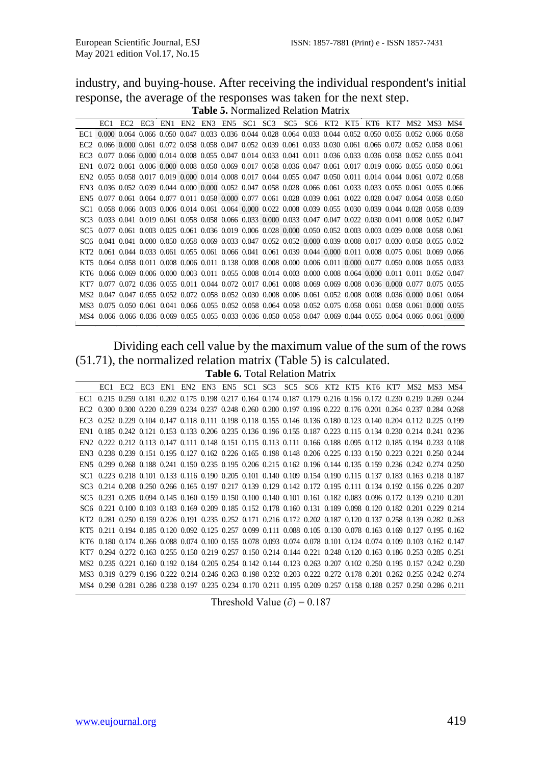industry, and buying-house. After receiving the individual respondent's initial response, the average of the responses was taken for the next step.

**Table 5.** Normalized Relation Matrix

| | EC1 | EC2 | EC3 | EN1 | EN2 | EN3 | EN5 | SC1 | SC3 | SC5 | SC6 | KT2 | KT5 | KT6 | KT7 | MS2 | MS3 | MS4 |
|---|---|---|---|---|---|---|---|---|---|---|---|---|---|---|---|---|---|---|
| EC1 | 0.000 | 0.064 | 0.066 | 0.050 | 0.047 | 0.033 | 0.036 | 0.044 | 0.028 | 0.064 | 0.033 | 0.044 | 0.052 | 0.050 | 0.055 | 0.052 | 0.066 | 0.058 |
| EC2 | 0.066 | 0.000 | 0.061 | 0.072 | 0.058 | 0.058 | 0.047 | 0.052 | 0.039 | 0.061 | 0.033 | 0.030 | 0.061 | 0.066 | 0.072 | 0.052 | 0.058 | 0.061 |
| EC3 | 0.077 | 0.066 | 0.000 | 0.014 | 0.008 | 0.055 | 0.047 | 0.014 | 0.033 | 0.041 | 0.011 | 0.036 | 0.033 | 0.036 | 0.058 | 0.052 | 0.055 | 0.041 |
| EN1 | 0.072 | 0.061 | 0.006 | 0.000 | 0.008 | 0.050 | 0.069 | 0.017 | 0.058 | 0.036 | 0.047 | 0.061 | 0.017 | 0.019 | 0.066 | 0.055 | 0.050 | 0.061 |
| EN2 | 0.055 | 0.058 | 0.017 | 0.019 | 0.000 | 0.014 | 0.008 | 0.017 | 0.044 | 0.055 | 0.047 | 0.050 | 0.011 | 0.014 | 0.044 | 0.061 | 0.072 | 0.058 |
| EN3 | 0.036 | 0.052 | 0.039 | 0.044 | 0.000 | 0.000 | 0.052 | 0.047 | 0.058 | 0.028 | 0.066 | 0.061 | 0.033 | 0.033 | 0.055 | 0.061 | 0.055 | 0.066 |
| EN5 | 0.077 | 0.061 | 0.064 | 0.077 | 0.011 | 0.058 | 0.000 | 0.077 | 0.061 | 0.028 | 0.039 | 0.061 | 0.022 | 0.028 | 0.047 | 0.064 | 0.058 | 0.050 |
| SC1 | 0.058 | 0.066 | 0.003 | 0.006 | 0.014 | 0.061 | 0.064 | 0.000 | 0.022 | 0.008 | 0.039 | 0.055 | 0.030 | 0.039 | 0.044 | 0.028 | 0.058 | 0.039 |
| SC3 | 0.033 | 0.041 | 0.019 | 0.061 | 0.058 | 0.058 | 0.066 | 0.033 | 0.000 | 0.033 | 0.047 | 0.047 | 0.022 | 0.030 | 0.041 | 0.008 | 0.052 | 0.047 |
| SC5 | 0.077 | 0.061 | 0.003 | 0.025 | 0.061 | 0.036 | 0.019 | 0.006 | 0.028 | 0.000 | 0.050 | 0.052 | 0.003 | 0.003 | 0.039 | 0.008 | 0.058 | 0.061 |
| SC6 | 0.041 | 0.041 | 0.000 | 0.050 | 0.058 | 0.069 | 0.033 | 0.047 | 0.052 | 0.052 | 0.000 | 0.039 | 0.008 | 0.017 | 0.030 | 0.058 | 0.055 | 0.052 |
| KT2 | 0.061 | 0.044 | 0.033 | 0.061 | 0.055 | 0.061 | 0.066 | 0.041 | 0.061 | 0.039 | 0.044 | 0.000 | 0.011 | 0.008 | 0.075 | 0.061 | 0.069 | 0.066 |
| KT5 | 0.064 | 0.058 | 0.011 | 0.008 | 0.006 | 0.011 | 0.138 | 0.008 | 0.008 | 0.000 | 0.006 | 0.011 | 0.000 | 0.077 | 0.050 | 0.008 | 0.055 | 0.033 |
| KT6 | 0.066 | 0.069 | 0.006 | 0.000 | 0.003 | 0.011 | 0.055 | 0.008 | 0.014 | 0.003 | 0.000 | 0.008 | 0.064 | 0.000 | 0.011 | 0.011 | 0.052 | 0.047 |
| KT7 | 0.077 | 0.072 | 0.036 | 0.055 | 0.011 | 0.044 | 0.072 | 0.017 | 0.061 | 0.008 | 0.069 | 0.069 | 0.008 | 0.036 | 0.000 | 0.077 | 0.075 | 0.055 |
| MS2 | 0.047 | 0.047 | 0.055 | 0.052 | 0.072 | 0.058 | 0.052 | 0.030 | 0.008 | 0.006 | 0.061 | 0.052 | 0.008 | 0.008 | 0.036 | 0.000 | 0.061 | 0.064 |
| MS3 | 0.075 | 0.050 | 0.061 | 0.041 | 0.066 | 0.055 | 0.052 | 0.058 | 0.064 | 0.058 | 0.052 | 0.075 | 0.058 | 0.061 | 0.058 | 0.061 | 0.000 | 0.055 |
| MS4 | 0.066 | 0.066 | 0.036 | 0.069 | 0.055 | 0.055 | 0.033 | 0.036 | 0.050 | 0.058 | 0.047 | 0.069 | 0.044 | 0.055 | 0.064 | 0.066 | 0.061 | 0.000 |

Dividing each cell value by the maximum value of the sum of the rows (51.71), the normalized relation matrix (Table 5) is calculated.

**Table 6.** Total Relation Matrix

| | EC1 | EC2 | EC3 | EN1 | EN2 | EN3 | EN5 | SC1 | SC3 | SC5 | SC6 | KT2 | KT5 | KT6 | KT7 | MS2 | MS3 | MS4 |
|---|---|---|---|---|---|---|---|---|---|---|---|---|---|---|---|---|---|---|
| EC1 | 0.215 | 0.259 | 0.181 | 0.202 | 0.175 | 0.198 | 0.217 | 0.164 | 0.174 | 0.187 | 0.179 | 0.216 | 0.156 | 0.172 | 0.230 | 0.219 | 0.269 | 0.244 |
| EC2 | 0.300 | 0.300 | 0.220 | 0.239 | 0.234 | 0.237 | 0.248 | 0.260 | 0.200 | 0.197 | 0.196 | 0.222 | 0.176 | 0.201 | 0.264 | 0.237 | 0.284 | 0.268 |
| EC3 | 0.252 | 0.229 | 0.104 | 0.147 | 0.118 | 0.111 | 0.198 | 0.118 | 0.155 | 0.146 | 0.136 | 0.180 | 0.123 | 0.140 | 0.204 | 0.112 | 0.225 | 0.199 |
| EN1 | 0.185 | 0.242 | 0.121 | 0.153 | 0.133 | 0.206 | 0.235 | 0.136 | 0.196 | 0.155 | 0.187 | 0.223 | 0.115 | 0.134 | 0.230 | 0.214 | 0.241 | 0.236 |
| EN2 | 0.222 | 0.212 | 0.113 | 0.147 | 0.111 | 0.148 | 0.151 | 0.115 | 0.113 | 0.111 | 0.166 | 0.188 | 0.095 | 0.112 | 0.185 | 0.194 | 0.233 | 0.108 |
| EN3 | 0.238 | 0.239 | 0.151 | 0.195 | 0.127 | 0.162 | 0.226 | 0.165 | 0.198 | 0.148 | 0.206 | 0.225 | 0.133 | 0.150 | 0.223 | 0.221 | 0.250 | 0.244 |
| EN5 | 0.299 | 0.268 | 0.188 | 0.241 | 0.150 | 0.235 | 0.195 | 0.206 | 0.215 | 0.162 | 0.196 | 0.144 | 0.135 | 0.159 | 0.236 | 0.242 | 0.274 | 0.250 |
| SC1 | 0.223 | 0.218 | 0.101 | 0.133 | 0.116 | 0.190 | 0.205 | 0.101 | 0.140 | 0.109 | 0.154 | 0.190 | 0.115 | 0.137 | 0.183 | 0.163 | 0.218 | 0.187 |
| SC3 | 0.214 | 0.208 | 0.250 | 0.266 | 0.165 | 0.197 | 0.217 | 0.139 | 0.129 | 0.142 | 0.172 | 0.195 | 0.111 | 0.134 | 0.192 | 0.156 | 0.226 | 0.207 |
| SC5 | 0.231 | 0.205 | 0.094 | 0.145 | 0.160 | 0.159 | 0.150 | 0.100 | 0.140 | 0.101 | 0.161 | 0.182 | 0.083 | 0.096 | 0.172 | 0.139 | 0.210 | 0.201 |
| SC6 | 0.221 | 0.100 | 0.103 | 0.183 | 0.169 | 0.209 | 0.185 | 0.152 | 0.178 | 0.160 | 0.131 | 0.189 | 0.098 | 0.120 | 0.182 | 0.201 | 0.229 | 0.214 |
| KT2 | 0.281 | 0.250 | 0.159 | 0.226 | 0.191 | 0.235 | 0.252 | 0.171 | 0.216 | 0.172 | 0.202 | 0.187 | 0.120 | 0.137 | 0.258 | 0.139 | 0.282 | 0.263 |
| KT5 | 0.211 | 0.194 | 0.185 | 0.120 | 0.092 | 0.125 | 0.257 | 0.099 | 0.111 | 0.088 | 0.105 | 0.130 | 0.078 | 0.163 | 0.169 | 0.127 | 0.195 | 0.162 |
| KT6 | 0.180 | 0.174 | 0.266 | 0.088 | 0.074 | 0.100 | 0.155 | 0.078 | 0.093 | 0.074 | 0.078 | 0.101 | 0.124 | 0.074 | 0.109 | 0.103 | 0.162 | 0.147 |
| KT7 | 0.294 | 0.272 | 0.163 | 0.255 | 0.150 | 0.219 | 0.257 | 0.150 | 0.214 | 0.144 | 0.221 | 0.248 | 0.120 | 0.163 | 0.186 | 0.253 | 0.285 | 0.251 |
| MS2 | 0.235 | 0.221 | 0.160 | 0.192 | 0.184 | 0.205 | 0.254 | 0.142 | 0.144 | 0.123 | 0.263 | 0.207 | 0.102 | 0.250 | 0.195 | 0.157 | 0.242 | 0.230 |
| MS3 | 0.319 | 0.279 | 0.196 | 0.222 | 0.214 | 0.246 | 0.263 | 0.198 | 0.232 | 0.203 | 0.222 | 0.272 | 0.178 | 0.201 | 0.262 | 0.255 | 0.242 | 0.274 |
| MS4 | 0.298 | 0.281 | 0.286 | 0.238 | 0.197 | 0.235 | 0.234 | 0.170 | 0.211 | 0.195 | 0.209 | 0.257 | 0.158 | 0.188 | 0.257 | 0.250 | 0.286 | 0.211 |

Threshold Value ($\partial$) = 0.187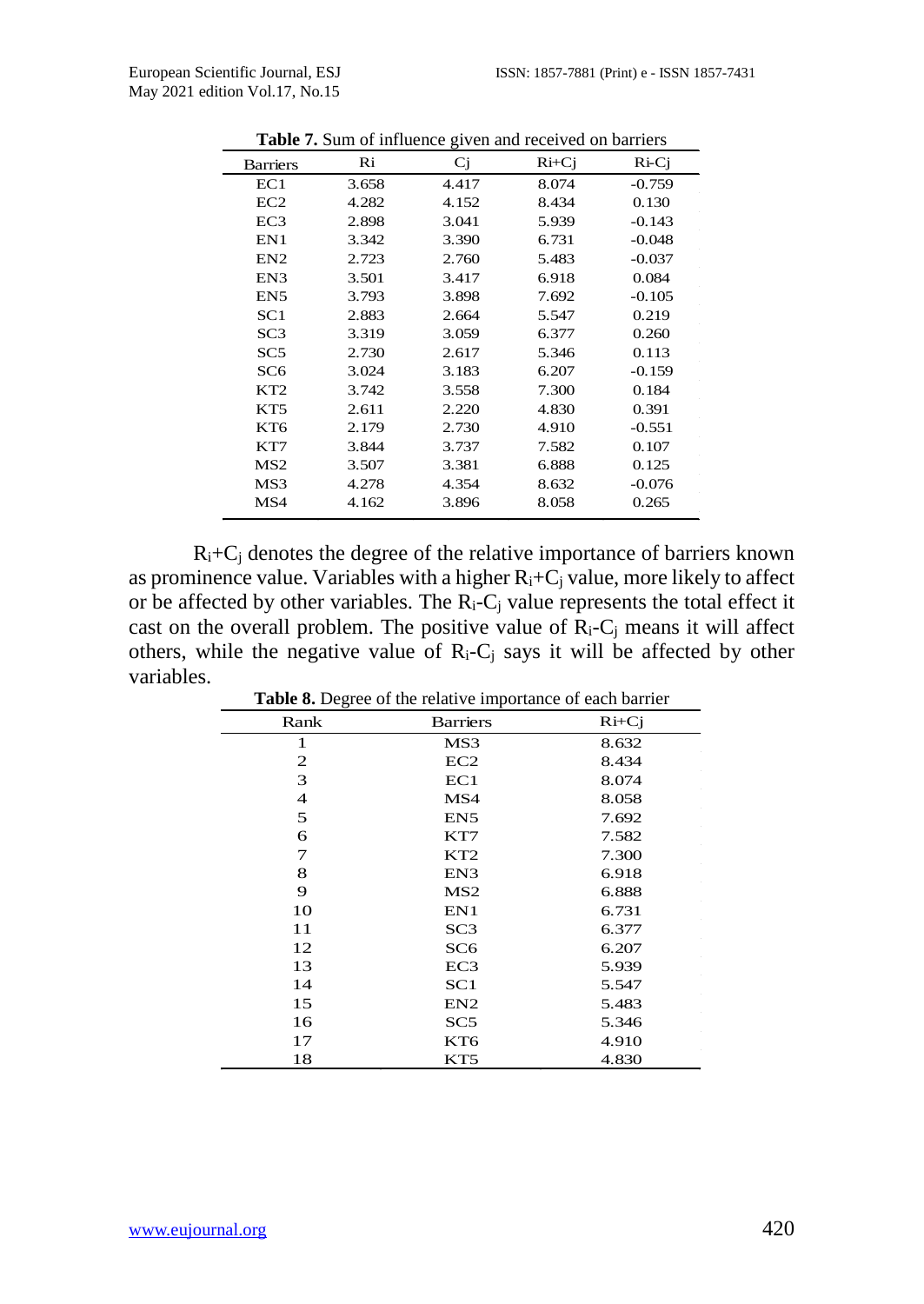**Table 7.** Sum of influence given and received on barriers

| Barriers | Ri | Cj | Ri+Cj | Ri-Cj |
|---|---|---|---|---|
| EC1 | 3.658 | 4.417 | 8.074 | -0.759 |
| EC2 | 4.282 | 4.152 | 8.434 | 0.130 |
| EC3 | 2.898 | 3.041 | 5.939 | -0.143 |
| EN1 | 3.342 | 3.390 | 6.731 | -0.048 |
| EN2 | 2.723 | 2.760 | 5.483 | -0.037 |
| EN3 | 3.501 | 3.417 | 6.918 | 0.084 |
| EN5 | 3.793 | 3.898 | 7.692 | -0.105 |
| SC1 | 2.883 | 2.664 | 5.547 | 0.219 |
| SC3 | 3.319 | 3.059 | 6.377 | 0.260 |
| SC5 | 2.730 | 2.617 | 5.346 | 0.113 |
| SC6 | 3.024 | 3.183 | 6.207 | -0.159 |
| KT2 | 3.742 | 3.558 | 7.300 | 0.184 |
| KT5 | 2.611 | 2.220 | 4.830 | 0.391 |
| KT6 | 2.179 | 2.730 | 4.910 | -0.551 |
| KT7 | 3.844 | 3.737 | 7.582 | 0.107 |
| MS2 | 3.507 | 3.381 | 6.888 | 0.125 |
| MS3 | 4.278 | 4.354 | 8.632 | -0.076 |
| MS4 | 4.162 | 3.896 | 8.058 | 0.265 |

$R_i$+$C_j$ denotes the degree of the relative importance of barriers known as prominence value. Variables with a higher $R_i$+$C_j$ value, more likely to affect or be affected by other variables. The $R_i$-$C_j$ value represents the total effect it cast on the overall problem. The positive value of $R_i$-$C_j$ means it will affect others, while the negative value of $R_i$-$C_j$ says it will be affected by other variables.

**Table 8.** Degree of the relative importance of each barrier

| Rank | Barriers | Ri+Cj |
|---|---|---|
| 1 | MS3 | 8.632 |
| 2 | EC2 | 8.434 |
| 3 | EC1 | 8.074 |
| 4 | MS4 | 8.058 |
| 5 | EN5 | 7.692 |
| 6 | KT7 | 7.582 |
| 7 | KT2 | 7.300 |
| 8 | EN3 | 6.918 |
| 9 | MS2 | 6.888 |
| 10 | EN1 | 6.731 |
| 11 | SC3 | 6.377 |
| 12 | SC6 | 6.207 |
| 13 | EC3 | 5.939 |
| 14 | SC1 | 5.547 |
| 15 | EN2 | 5.483 |
| 16 | SC5 | 5.346 |
| 17 | KT6 | 4.910 |
| 18 | KT5 | 4.830 |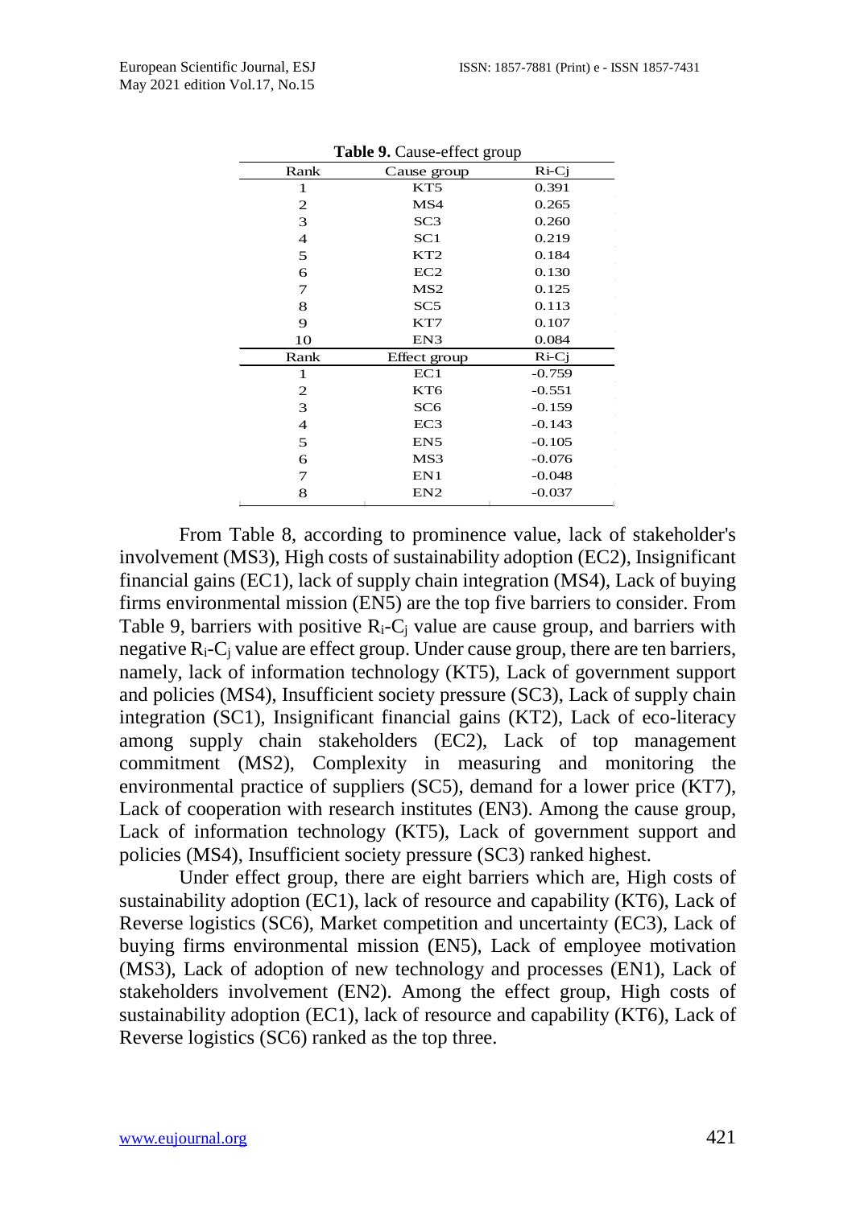**Table 9.** Cause-effect group

| Rank | Cause group | Ri-Cj |
|---|---|---|
| 1 | KT5 | 0.391 |
| 2 | MS4 | 0.265 |
| 3 | SC3 | 0.260 |
| 4 | SC1 | 0.219 |
| 5 | KT2 | 0.184 |
| 6 | EC2 | 0.130 |
| 7 | MS2 | 0.125 |
| 8 | SC5 | 0.113 |
| 9 | KT7 | 0.107 |
| 10 | EN3 | 0.084 |
| **Rank** | **Effect group** | **Ri-Cj** |
| 1 | EC1 | -0.759 |
| 2 | KT6 | -0.551 |
| 3 | SC6 | -0.159 |
| 4 | EC3 | -0.143 |
| 5 | EN5 | -0.105 |
| 6 | MS3 | -0.076 |
| 7 | EN1 | -0.048 |
| 8 | EN2 | -0.037 |

From Table 8, according to prominence value, lack of stakeholder's involvement (MS3), High costs of sustainability adoption (EC2), Insignificant financial gains (EC1), lack of supply chain integration (MS4), Lack of buying firms environmental mission (EN5) are the top five barriers to consider. From Table 9, barriers with positive $R_i$-$C_j$ value are cause group, and barriers with negative $R_i$-$C_j$ value are effect group. Under cause group, there are ten barriers, namely, lack of information technology (KT5), Lack of government support and policies (MS4), Insufficient society pressure (SC3), Lack of supply chain integration (SC1), Insignificant financial gains (KT2), Lack of eco-literacy among supply chain stakeholders (EC2), Lack of top management commitment (MS2), Complexity in measuring and monitoring the environmental practice of suppliers (SC5), demand for a lower price (KT7), Lack of cooperation with research institutes (EN3). Among the cause group, Lack of information technology (KT5), Lack of government support and policies (MS4), Insufficient society pressure (SC3) ranked highest.

Under effect group, there are eight barriers which are, High costs of sustainability adoption (EC1), lack of resource and capability (KT6), Lack of Reverse logistics (SC6), Market competition and uncertainty (EC3), Lack of buying firms environmental mission (EN5), Lack of employee motivation (MS3), Lack of adoption of new technology and processes (EN1), Lack of stakeholders involvement (EN2). Among the effect group, High costs of sustainability adoption (EC1), lack of resource and capability (KT6), Lack of Reverse logistics (SC6) ranked as the top three.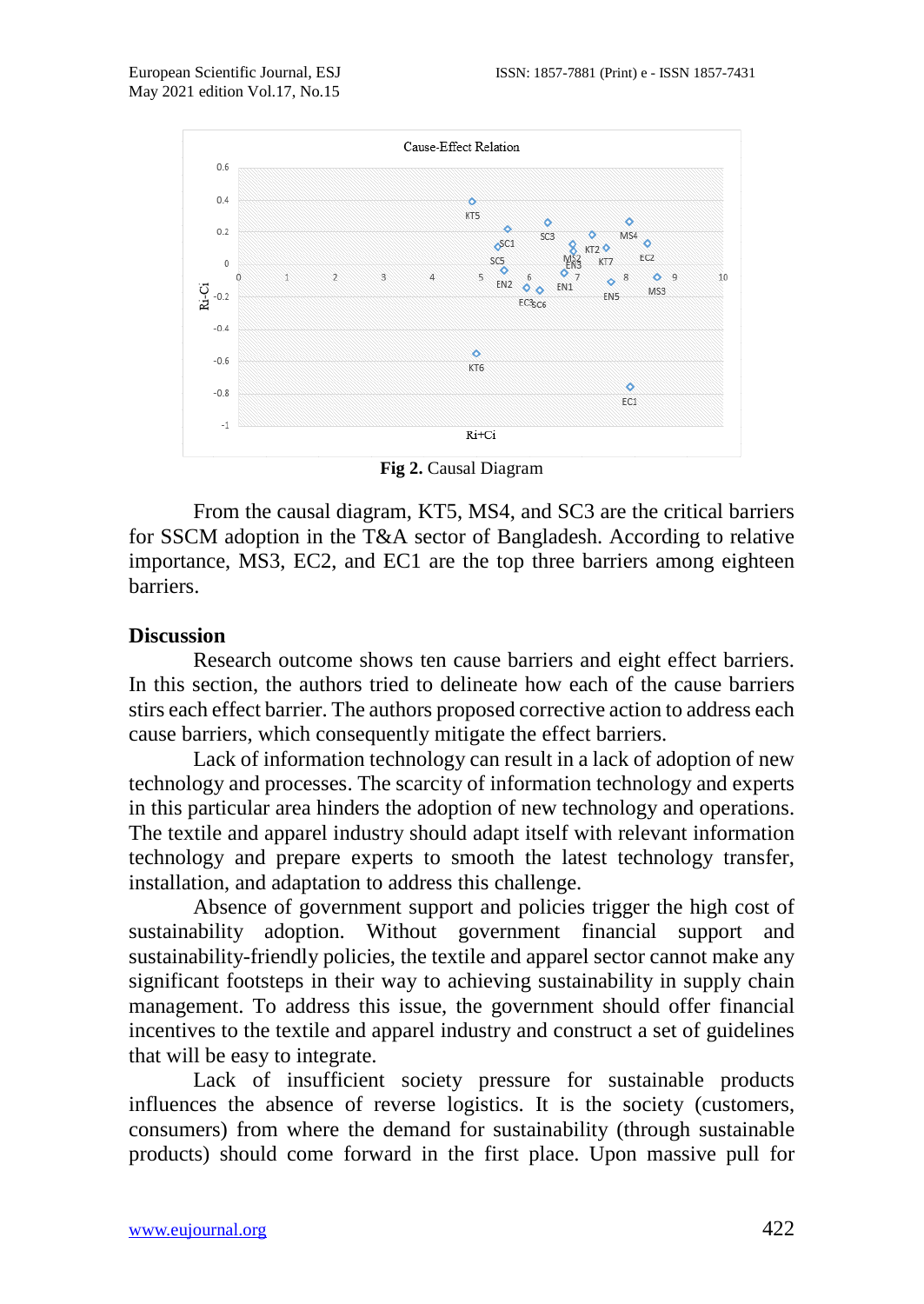Fig 2. Causal Diagram

From the causal diagram, KT5, MS4, and SC3 are the critical barriers for SSCM adoption in the T&A sector of Bangladesh. According to relative importance, MS3, EC2, and EC1 are the top three barriers among eighteen barriers.

## Discussion

Research outcome shows ten cause barriers and eight effect barriers. In this section, the authors tried to delineate how each of the cause barriers stirs each effect barrier. The authors proposed corrective action to address each cause barriers, which consequently mitigate the effect barriers.

Lack of information technology can result in a lack of adoption of new technology and processes. The scarcity of information technology and experts in this particular area hinders the adoption of new technology and operations. The textile and apparel industry should adapt itself with relevant information technology and prepare experts to smooth the latest technology transfer, installation, and adaptation to address this challenge.

Absence of government support and policies trigger the high cost of sustainability adoption. Without government financial support and sustainability-friendly policies, the textile and apparel sector cannot make any significant footsteps in their way to achieving sustainability in supply chain management. To address this issue, the government should offer financial incentives to the textile and apparel industry and construct a set of guidelines that will be easy to integrate.

Lack of insufficient society pressure for sustainable products influences the absence of reverse logistics. It is the society (customers, consumers) from where the demand for sustainability (through sustainable products) should come forward in the first place. Upon massive pull for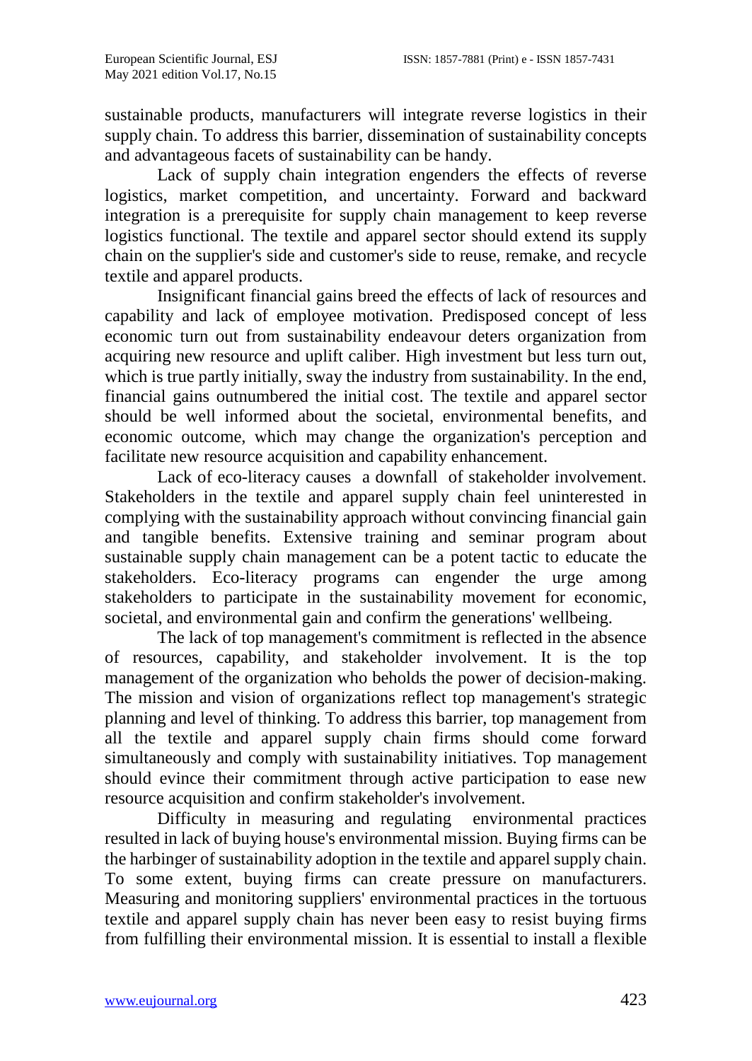sustainable products, manufacturers will integrate reverse logistics in their supply chain. To address this barrier, dissemination of sustainability concepts and advantageous facets of sustainability can be handy.

Lack of supply chain integration engenders the effects of reverse logistics, market competition, and uncertainty. Forward and backward integration is a prerequisite for supply chain management to keep reverse logistics functional. The textile and apparel sector should extend its supply chain on the supplier's side and customer's side to reuse, remake, and recycle textile and apparel products.

Insignificant financial gains breed the effects of lack of resources and capability and lack of employee motivation. Predisposed concept of less economic turn out from sustainability endeavour deters organization from acquiring new resource and uplift caliber. High investment but less turn out, which is true partly initially, sway the industry from sustainability. In the end, financial gains outnumbered the initial cost. The textile and apparel sector should be well informed about the societal, environmental benefits, and economic outcome, which may change the organization's perception and facilitate new resource acquisition and capability enhancement.

Lack of eco-literacy causes a downfall of stakeholder involvement. Stakeholders in the textile and apparel supply chain feel uninterested in complying with the sustainability approach without convincing financial gain and tangible benefits. Extensive training and seminar program about sustainable supply chain management can be a potent tactic to educate the stakeholders. Eco-literacy programs can engender the urge among stakeholders to participate in the sustainability movement for economic, societal, and environmental gain and confirm the generations' wellbeing.

The lack of top management's commitment is reflected in the absence of resources, capability, and stakeholder involvement. It is the top management of the organization who beholds the power of decision-making. The mission and vision of organizations reflect top management's strategic planning and level of thinking. To address this barrier, top management from all the textile and apparel supply chain firms should come forward simultaneously and comply with sustainability initiatives. Top management should evince their commitment through active participation to ease new resource acquisition and confirm stakeholder's involvement.

Difficulty in measuring and regulating environmental practices resulted in lack of buying house's environmental mission. Buying firms can be the harbinger of sustainability adoption in the textile and apparel supply chain. To some extent, buying firms can create pressure on manufacturers. Measuring and monitoring suppliers' environmental practices in the tortuous textile and apparel supply chain has never been easy to resist buying firms from fulfilling their environmental mission. It is essential to install a flexible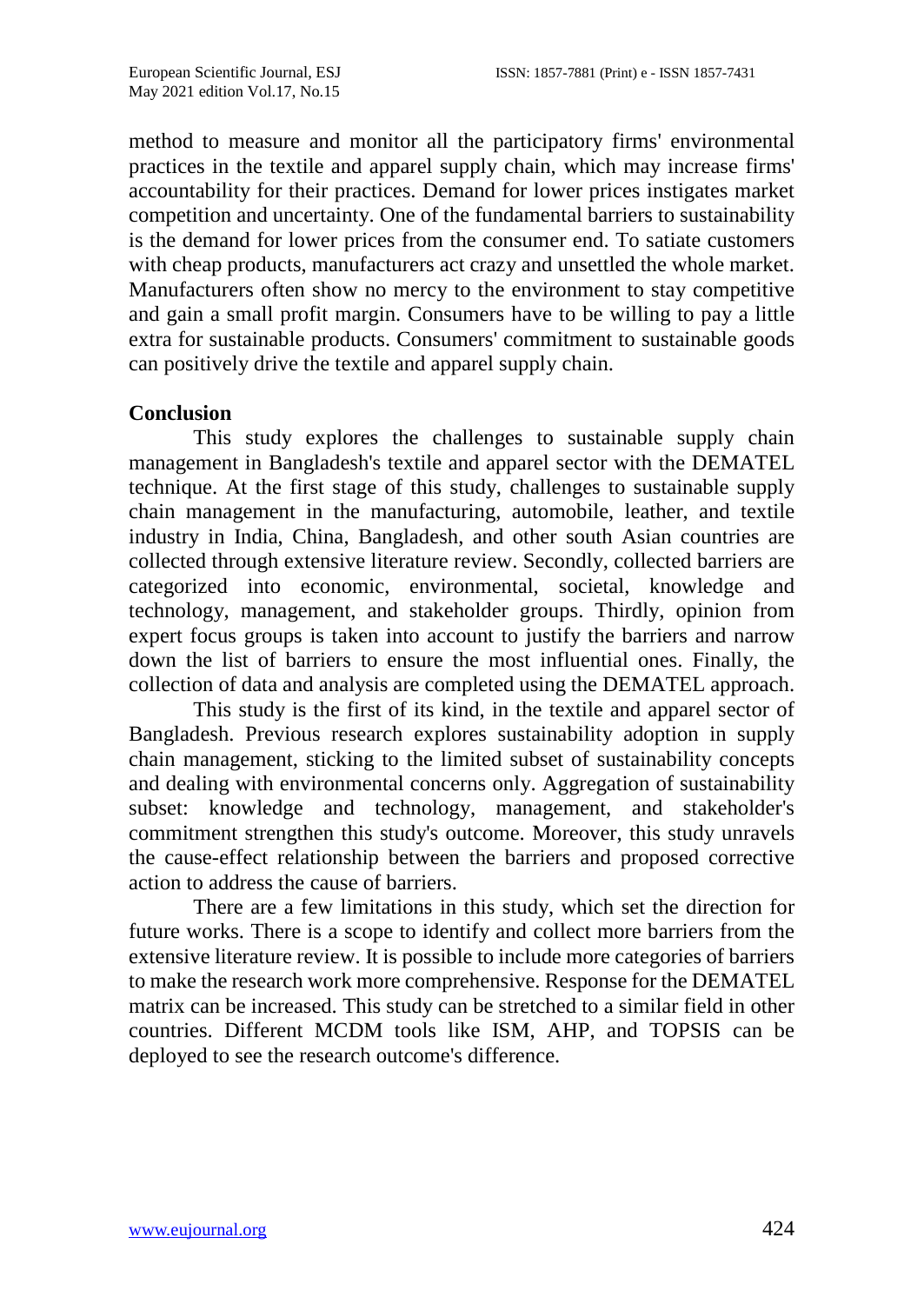method to measure and monitor all the participatory firms' environmental practices in the textile and apparel supply chain, which may increase firms' accountability for their practices. Demand for lower prices instigates market competition and uncertainty. One of the fundamental barriers to sustainability is the demand for lower prices from the consumer end. To satiate customers with cheap products, manufacturers act crazy and unsettled the whole market. Manufacturers often show no mercy to the environment to stay competitive and gain a small profit margin. Consumers have to be willing to pay a little extra for sustainable products. Consumers' commitment to sustainable goods can positively drive the textile and apparel supply chain.

## Conclusion

This study explores the challenges to sustainable supply chain management in Bangladesh's textile and apparel sector with the DEMATEL technique. At the first stage of this study, challenges to sustainable supply chain management in the manufacturing, automobile, leather, and textile industry in India, China, Bangladesh, and other south Asian countries are collected through extensive literature review. Secondly, collected barriers are categorized into economic, environmental, societal, knowledge and technology, management, and stakeholder groups. Thirdly, opinion from expert focus groups is taken into account to justify the barriers and narrow down the list of barriers to ensure the most influential ones. Finally, the collection of data and analysis are completed using the DEMATEL approach.

This study is the first of its kind, in the textile and apparel sector of Bangladesh. Previous research explores sustainability adoption in supply chain management, sticking to the limited subset of sustainability concepts and dealing with environmental concerns only. Aggregation of sustainability subset: knowledge and technology, management, and stakeholder's commitment strengthen this study's outcome. Moreover, this study unravels the cause-effect relationship between the barriers and proposed corrective action to address the cause of barriers.

There are a few limitations in this study, which set the direction for future works. There is a scope to identify and collect more barriers from the extensive literature review. It is possible to include more categories of barriers to make the research work more comprehensive. Response for the DEMATEL matrix can be increased. This study can be stretched to a similar field in other countries. Different MCDM tools like ISM, AHP, and TOPSIS can be deployed to see the research outcome's difference.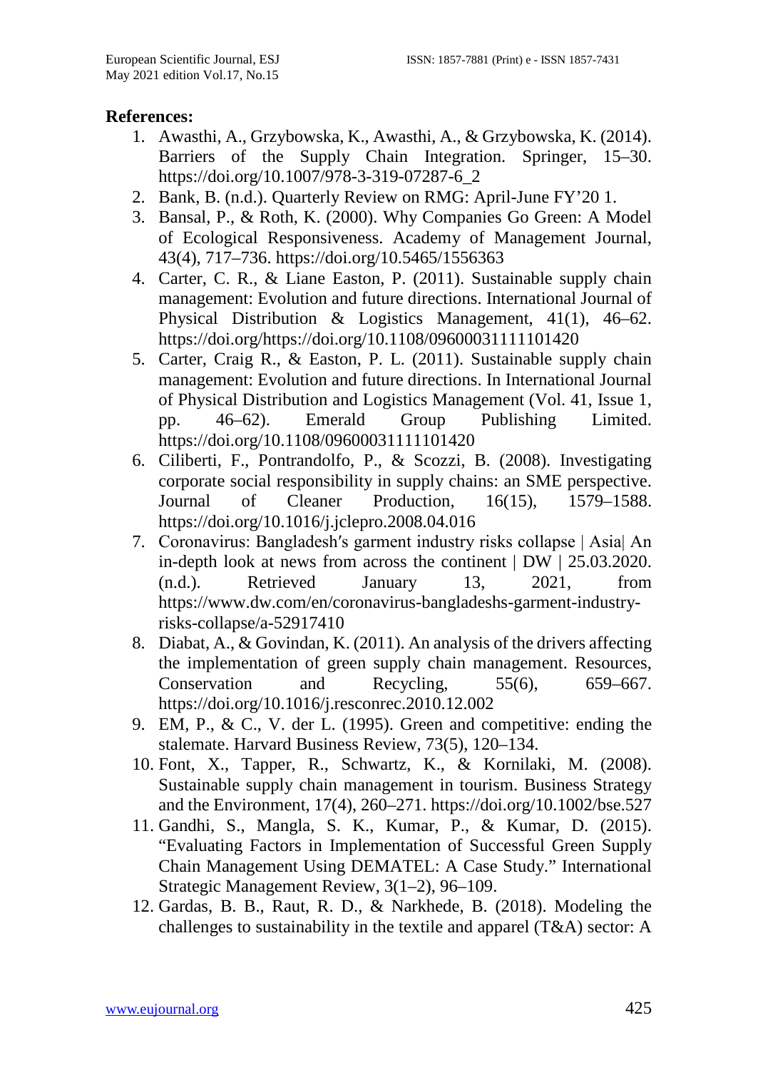**References:**

1. Awasthi, A., Grzybowska, K., Awasthi, A., & Grzybowska, K. (2014). Barriers of the Supply Chain Integration. Springer, 15–30. https://doi.org/10.1007/978-3-319-07287-6_2
2. Bank, B. (n.d.). Quarterly Review on RMG: April-June FY'20 1.
3. Bansal, P., & Roth, K. (2000). Why Companies Go Green: A Model of Ecological Responsiveness. Academy of Management Journal, 43(4), 717–736. https://doi.org/10.5465/1556363
4. Carter, C. R., & Liane Easton, P. (2011). Sustainable supply chain management: Evolution and future directions. International Journal of Physical Distribution & Logistics Management, 41(1), 46–62. https://doi.org/https://doi.org/10.1108/09600031111101420
5. Carter, Craig R., & Easton, P. L. (2011). Sustainable supply chain management: Evolution and future directions. In International Journal of Physical Distribution and Logistics Management (Vol. 41, Issue 1, pp. 46–62). Emerald Group Publishing Limited. https://doi.org/10.1108/09600031111101420
6. Ciliberti, F., Pontrandolfo, P., & Scozzi, B. (2008). Investigating corporate social responsibility in supply chains: an SME perspective. Journal of Cleaner Production, 16(15), 1579–1588. https://doi.org/10.1016/j.jclepro.2008.04.016
7. Coronavirus: Bangladesh's garment industry risks collapse | Asia| An in-depth look at news from across the continent | DW | 25.03.2020. (n.d.). Retrieved January 13, 2021, from https://www.dw.com/en/coronavirus-bangladeshs-garment-industry-risks-collapse/a-52917410
8. Diabat, A., & Govindan, K. (2011). An analysis of the drivers affecting the implementation of green supply chain management. Resources, Conservation and Recycling, 55(6), 659–667. https://doi.org/10.1016/j.resconrec.2010.12.002
9. EM, P., & C., V. der L. (1995). Green and competitive: ending the stalemate. Harvard Business Review, 73(5), 120–134.
10. Font, X., Tapper, R., Schwartz, K., & Kornilaki, M. (2008). Sustainable supply chain management in tourism. Business Strategy and the Environment, 17(4), 260–271. https://doi.org/10.1002/bse.527
11. Gandhi, S., Mangla, S. K., Kumar, P., & Kumar, D. (2015). "Evaluating Factors in Implementation of Successful Green Supply Chain Management Using DEMATEL: A Case Study." International Strategic Management Review, 3(1–2), 96–109.
12. Gardas, B. B., Raut, R. D., & Narkhede, B. (2018). Modeling the challenges to sustainability in the textile and apparel (T&A) sector: A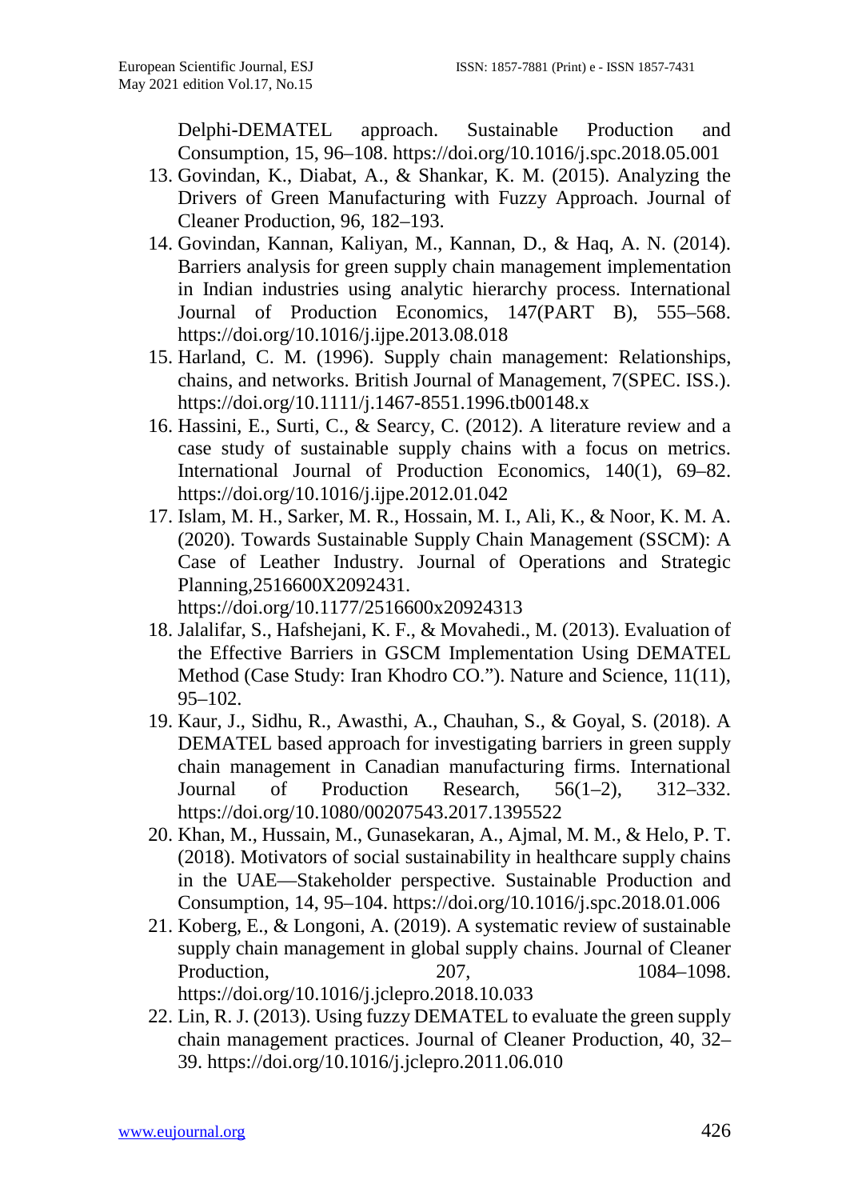Delphi-DEMATEL approach. Sustainable Production and Consumption, 15, 96–108. https://doi.org/10.1016/j.spc.2018.05.001

13. Govindan, K., Diabat, A., & Shankar, K. M. (2015). Analyzing the Drivers of Green Manufacturing with Fuzzy Approach. Journal of Cleaner Production, 96, 182–193.
14. Govindan, Kannan, Kaliyan, M., Kannan, D., & Haq, A. N. (2014). Barriers analysis for green supply chain management implementation in Indian industries using analytic hierarchy process. International Journal of Production Economics, 147(PART B), 555–568. https://doi.org/10.1016/j.ijpe.2013.08.018
15. Harland, C. M. (1996). Supply chain management: Relationships, chains, and networks. British Journal of Management, 7(SPEC. ISS.). https://doi.org/10.1111/j.1467-8551.1996.tb00148.x
16. Hassini, E., Surti, C., & Searcy, C. (2012). A literature review and a case study of sustainable supply chains with a focus on metrics. International Journal of Production Economics, 140(1), 69–82. https://doi.org/10.1016/j.ijpe.2012.01.042
17. Islam, M. H., Sarker, M. R., Hossain, M. I., Ali, K., & Noor, K. M. A. (2020). Towards Sustainable Supply Chain Management (SSCM): A Case of Leather Industry. Journal of Operations and Strategic Planning,2516600X2092431. https://doi.org/10.1177/2516600x20924313
18. Jalalifar, S., Hafshejani, K. F., & Movahedi., M. (2013). Evaluation of the Effective Barriers in GSCM Implementation Using DEMATEL Method (Case Study: Iran Khodro CO."). Nature and Science, 11(11), 95–102.
19. Kaur, J., Sidhu, R., Awasthi, A., Chauhan, S., & Goyal, S. (2018). A DEMATEL based approach for investigating barriers in green supply chain management in Canadian manufacturing firms. International Journal of Production Research, 56(1–2), 312–332. https://doi.org/10.1080/00207543.2017.1395522
20. Khan, M., Hussain, M., Gunasekaran, A., Ajmal, M. M., & Helo, P. T. (2018). Motivators of social sustainability in healthcare supply chains in the UAE—Stakeholder perspective. Sustainable Production and Consumption, 14, 95–104. https://doi.org/10.1016/j.spc.2018.01.006
21. Koberg, E., & Longoni, A. (2019). A systematic review of sustainable supply chain management in global supply chains. Journal of Cleaner Production, 207, 1084–1098. https://doi.org/10.1016/j.jclepro.2018.10.033
22. Lin, R. J. (2013). Using fuzzy DEMATEL to evaluate the green supply chain management practices. Journal of Cleaner Production, 40, 32–39. https://doi.org/10.1016/j.jclepro.2011.06.010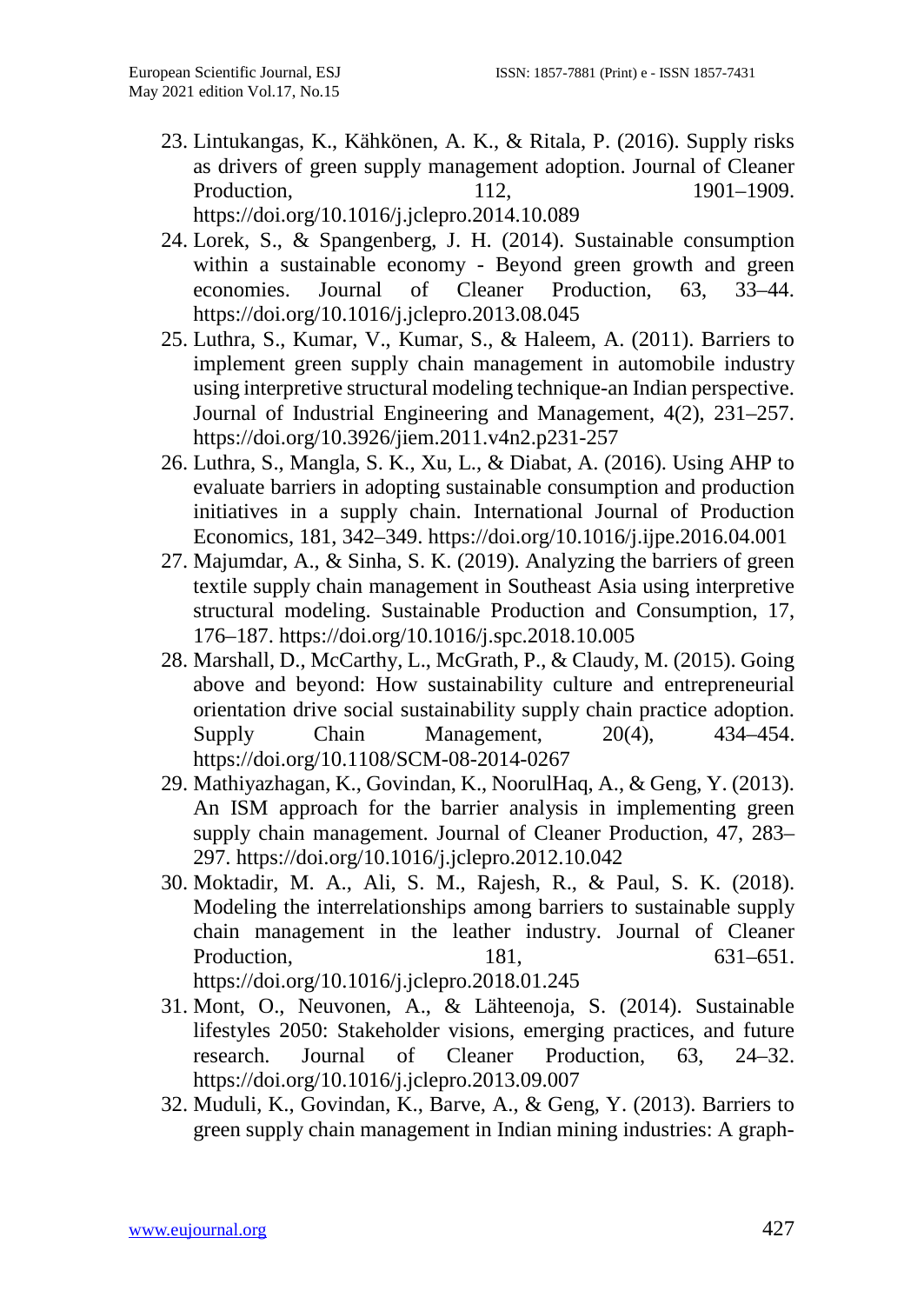23. Lintukangas, K., Kähkönen, A. K., & Ritala, P. (2016). Supply risks as drivers of green supply management adoption. Journal of Cleaner Production, 112, 1901–1909. https://doi.org/10.1016/j.jclepro.2014.10.089
24. Lorek, S., & Spangenberg, J. H. (2014). Sustainable consumption within a sustainable economy - Beyond green growth and green economies. Journal of Cleaner Production, 63, 33–44. https://doi.org/10.1016/j.jclepro.2013.08.045
25. Luthra, S., Kumar, V., Kumar, S., & Haleem, A. (2011). Barriers to implement green supply chain management in automobile industry using interpretive structural modeling technique-an Indian perspective. Journal of Industrial Engineering and Management, 4(2), 231–257. https://doi.org/10.3926/jiem.2011.v4n2.p231-257
26. Luthra, S., Mangla, S. K., Xu, L., & Diabat, A. (2016). Using AHP to evaluate barriers in adopting sustainable consumption and production initiatives in a supply chain. International Journal of Production Economics, 181, 342–349. https://doi.org/10.1016/j.ijpe.2016.04.001
27. Majumdar, A., & Sinha, S. K. (2019). Analyzing the barriers of green textile supply chain management in Southeast Asia using interpretive structural modeling. Sustainable Production and Consumption, 17, 176–187. https://doi.org/10.1016/j.spc.2018.10.005
28. Marshall, D., McCarthy, L., McGrath, P., & Claudy, M. (2015). Going above and beyond: How sustainability culture and entrepreneurial orientation drive social sustainability supply chain practice adoption. Supply Chain Management, 20(4), 434–454. https://doi.org/10.1108/SCM-08-2014-0267
29. Mathiyazhagan, K., Govindan, K., NoorulHaq, A., & Geng, Y. (2013). An ISM approach for the barrier analysis in implementing green supply chain management. Journal of Cleaner Production, 47, 283–297. https://doi.org/10.1016/j.jclepro.2012.10.042
30. Moktadir, M. A., Ali, S. M., Rajesh, R., & Paul, S. K. (2018). Modeling the interrelationships among barriers to sustainable supply chain management in the leather industry. Journal of Cleaner Production, 181, 631–651. https://doi.org/10.1016/j.jclepro.2018.01.245
31. Mont, O., Neuvonen, A., & Lähteenoja, S. (2014). Sustainable lifestyles 2050: Stakeholder visions, emerging practices, and future research. Journal of Cleaner Production, 63, 24–32. https://doi.org/10.1016/j.jclepro.2013.09.007
32. Muduli, K., Govindan, K., Barve, A., & Geng, Y. (2013). Barriers to green supply chain management in Indian mining industries: A graph-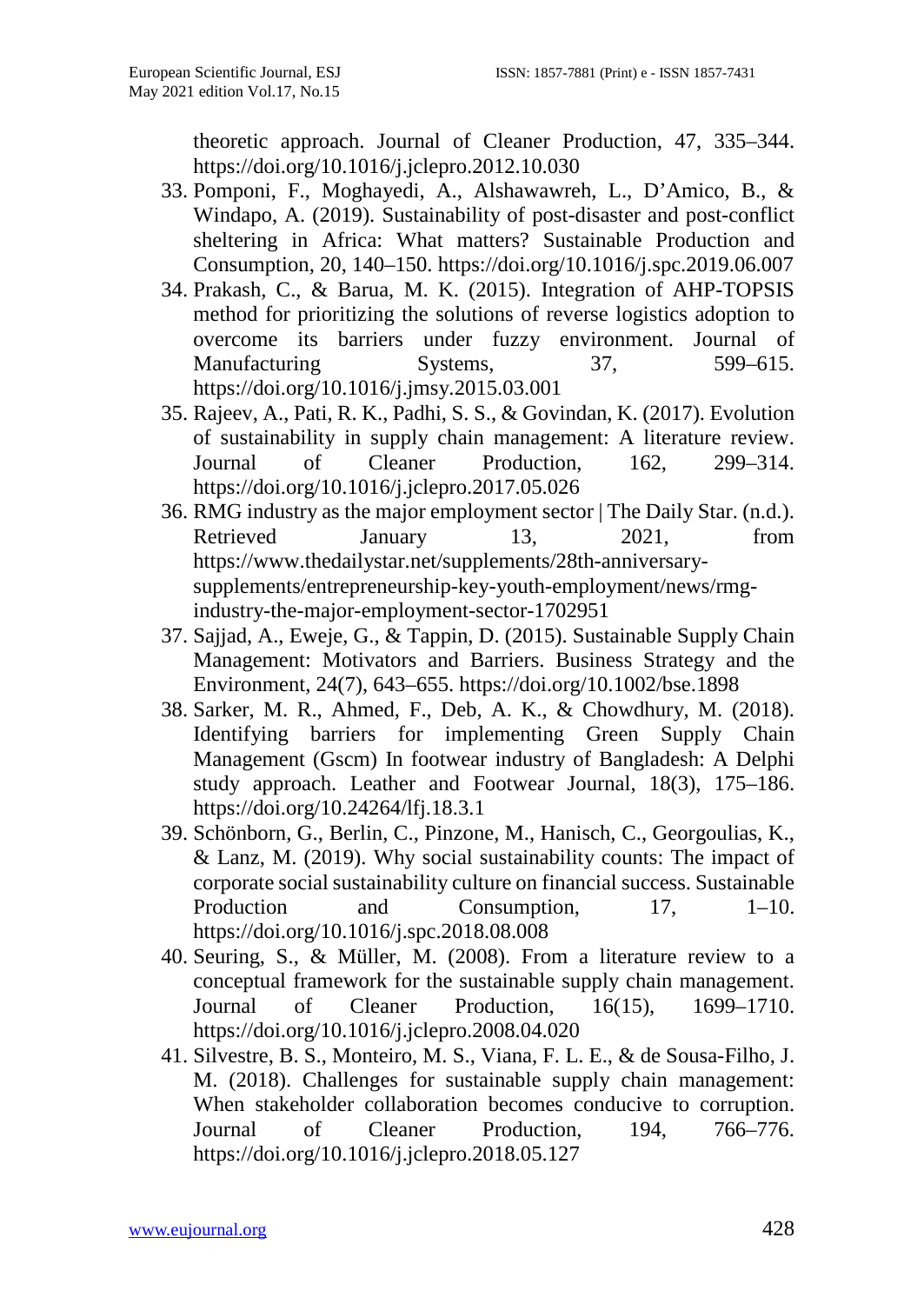theoretic approach. Journal of Cleaner Production, 47, 335–344. https://doi.org/10.1016/j.jclepro.2012.10.030

33. Pomponi, F., Moghayedi, A., Alshawawreh, L., D'Amico, B., & Windapo, A. (2019). Sustainability of post-disaster and post-conflict sheltering in Africa: What matters? Sustainable Production and Consumption, 20, 140–150. https://doi.org/10.1016/j.spc.2019.06.007
34. Prakash, C., & Barua, M. K. (2015). Integration of AHP-TOPSIS method for prioritizing the solutions of reverse logistics adoption to overcome its barriers under fuzzy environment. Journal of Manufacturing Systems, 37, 599–615. https://doi.org/10.1016/j.jmsy.2015.03.001
35. Rajeev, A., Pati, R. K., Padhi, S. S., & Govindan, K. (2017). Evolution of sustainability in supply chain management: A literature review. Journal of Cleaner Production, 162, 299–314. https://doi.org/10.1016/j.jclepro.2017.05.026
36. RMG industry as the major employment sector | The Daily Star. (n.d.). Retrieved January 13, 2021, from https://www.thedailystar.net/supplements/28th-anniversary-supplements/entrepreneurship-key-youth-employment/news/rmg-industry-the-major-employment-sector-1702951
37. Sajjad, A., Eweje, G., & Tappin, D. (2015). Sustainable Supply Chain Management: Motivators and Barriers. Business Strategy and the Environment, 24(7), 643–655. https://doi.org/10.1002/bse.1898
38. Sarker, M. R., Ahmed, F., Deb, A. K., & Chowdhury, M. (2018). Identifying barriers for implementing Green Supply Chain Management (Gscm) In footwear industry of Bangladesh: A Delphi study approach. Leather and Footwear Journal, 18(3), 175–186. https://doi.org/10.24264/lfj.18.3.1
39. Schönborn, G., Berlin, C., Pinzone, M., Hanisch, C., Georgoulias, K., & Lanz, M. (2019). Why social sustainability counts: The impact of corporate social sustainability culture on financial success. Sustainable Production and Consumption, 17, 1–10. https://doi.org/10.1016/j.spc.2018.08.008
40. Seuring, S., & Müller, M. (2008). From a literature review to a conceptual framework for the sustainable supply chain management. Journal of Cleaner Production, 16(15), 1699–1710. https://doi.org/10.1016/j.jclepro.2008.04.020
41. Silvestre, B. S., Monteiro, M. S., Viana, F. L. E., & de Sousa-Filho, J. M. (2018). Challenges for sustainable supply chain management: When stakeholder collaboration becomes conducive to corruption. Journal of Cleaner Production, 194, 766–776. https://doi.org/10.1016/j.jclepro.2018.05.127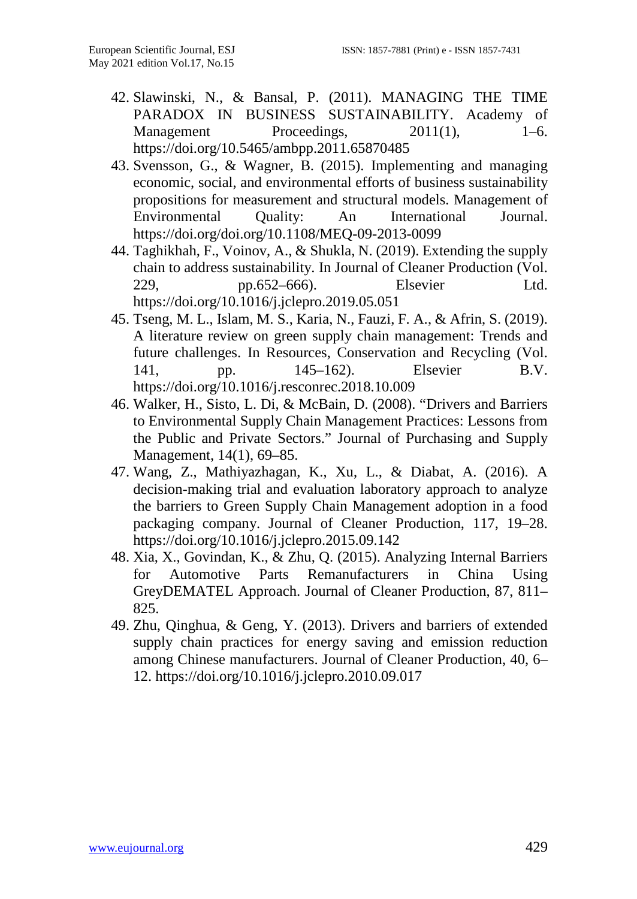42. Slawinski, N., & Bansal, P. (2011). MANAGING THE TIME PARADOX IN BUSINESS SUSTAINABILITY. Academy of Management Proceedings, 2011(1), 1–6. https://doi.org/10.5465/ambpp.2011.65870485
43. Svensson, G., & Wagner, B. (2015). Implementing and managing economic, social, and environmental efforts of business sustainability propositions for measurement and structural models. Management of Environmental Quality: An International Journal. https://doi.org/doi.org/10.1108/MEQ-09-2013-0099
44. Taghikhah, F., Voinov, A., & Shukla, N. (2019). Extending the supply chain to address sustainability. In Journal of Cleaner Production (Vol. 229, pp.652–666). Elsevier Ltd. https://doi.org/10.1016/j.jclepro.2019.05.051
45. Tseng, M. L., Islam, M. S., Karia, N., Fauzi, F. A., & Afrin, S. (2019). A literature review on green supply chain management: Trends and future challenges. In Resources, Conservation and Recycling (Vol. 141, pp. 145–162). Elsevier B.V. https://doi.org/10.1016/j.resconrec.2018.10.009
46. Walker, H., Sisto, L. Di, & McBain, D. (2008). "Drivers and Barriers to Environmental Supply Chain Management Practices: Lessons from the Public and Private Sectors." Journal of Purchasing and Supply Management, 14(1), 69–85.
47. Wang, Z., Mathiyazhagan, K., Xu, L., & Diabat, A. (2016). A decision-making trial and evaluation laboratory approach to analyze the barriers to Green Supply Chain Management adoption in a food packaging company. Journal of Cleaner Production, 117, 19–28. https://doi.org/10.1016/j.jclepro.2015.09.142
48. Xia, X., Govindan, K., & Zhu, Q. (2015). Analyzing Internal Barriers for Automotive Parts Remanufacturers in China Using GreyDEMATEL Approach. Journal of Cleaner Production, 87, 811–825.
49. Zhu, Qinghua, & Geng, Y. (2013). Drivers and barriers of extended supply chain practices for energy saving and emission reduction among Chinese manufacturers. Journal of Cleaner Production, 40, 6–12. https://doi.org/10.1016/j.jclepro.2010.09.017